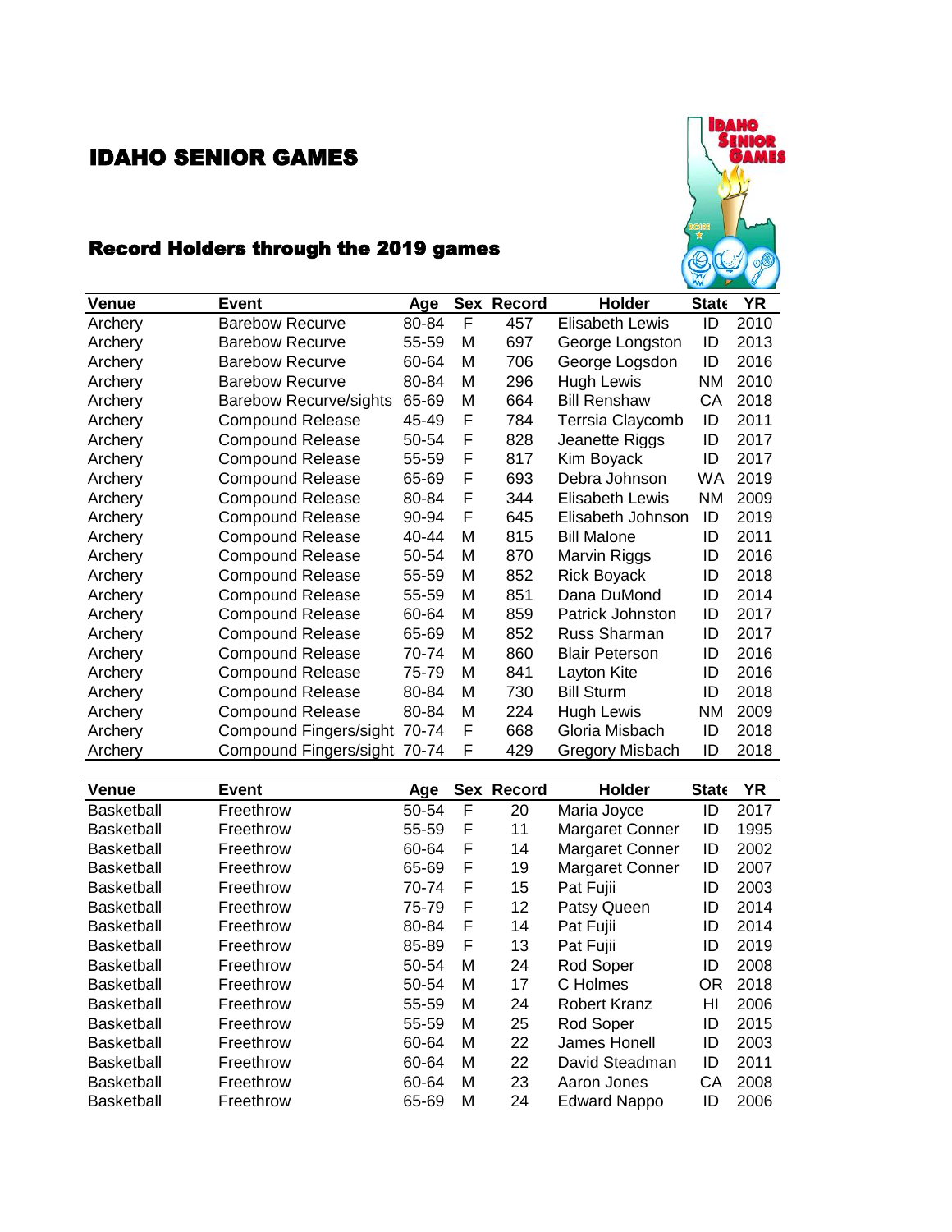# IDAHO SENIOR GAMES

## Record Holders through the 2019 games

| Venue | Event | Age | Sex | Record | Holder | State | YR |
|---|---|---|---|---|---|---|---|
| Archery | Barebow Recurve | 80-84 | F | 457 | Elisabeth Lewis | ID | 2010 |
| Archery | Barebow Recurve | 55-59 | M | 697 | George Longston | ID | 2013 |
| Archery | Barebow Recurve | 60-64 | M | 706 | George Logsdon | ID | 2016 |
| Archery | Barebow Recurve | 80-84 | M | 296 | Hugh Lewis | NM | 2010 |
| Archery | Barebow Recurve/sights | 65-69 | M | 664 | Bill Renshaw | CA | 2018 |
| Archery | Compound Release | 45-49 | F | 784 | Terrsia Claycomb | ID | 2011 |
| Archery | Compound Release | 50-54 | F | 828 | Jeanette Riggs | ID | 2017 |
| Archery | Compound Release | 55-59 | F | 817 | Kim Boyack | ID | 2017 |
| Archery | Compound Release | 65-69 | F | 693 | Debra Johnson | WA | 2019 |
| Archery | Compound Release | 80-84 | F | 344 | Elisabeth Lewis | NM | 2009 |
| Archery | Compound Release | 90-94 | F | 645 | Elisabeth Johnson | ID | 2019 |
| Archery | Compound Release | 40-44 | M | 815 | Bill Malone | ID | 2011 |
| Archery | Compound Release | 50-54 | M | 870 | Marvin Riggs | ID | 2016 |
| Archery | Compound Release | 55-59 | M | 852 | Rick Boyack | ID | 2018 |
| Archery | Compound Release | 55-59 | M | 851 | Dana DuMond | ID | 2014 |
| Archery | Compound Release | 60-64 | M | 859 | Patrick Johnston | ID | 2017 |
| Archery | Compound Release | 65-69 | M | 852 | Russ Sharman | ID | 2017 |
| Archery | Compound Release | 70-74 | M | 860 | Blair Peterson | ID | 2016 |
| Archery | Compound Release | 75-79 | M | 841 | Layton Kite | ID | 2016 |
| Archery | Compound Release | 80-84 | M | 730 | Bill Sturm | ID | 2018 |
| Archery | Compound Release | 80-84 | M | 224 | Hugh Lewis | NM | 2009 |
| Archery | Compound Fingers/sight | 70-74 | F | 668 | Gloria Misbach | ID | 2018 |
| Archery | Compound Fingers/sight | 70-74 | F | 429 | Gregory Misbach | ID | 2018 |

| Venue | Event | Age | Sex | Record | Holder | State | YR |
|---|---|---|---|---|---|---|---|
| Basketball | Freethrow | 50-54 | F | 20 | Maria Joyce | ID | 2017 |
| Basketball | Freethrow | 55-59 | F | 11 | Margaret Conner | ID | 1995 |
| Basketball | Freethrow | 60-64 | F | 14 | Margaret Conner | ID | 2002 |
| Basketball | Freethrow | 65-69 | F | 19 | Margaret Conner | ID | 2007 |
| Basketball | Freethrow | 70-74 | F | 15 | Pat Fujii | ID | 2003 |
| Basketball | Freethrow | 75-79 | F | 12 | Patsy Queen | ID | 2014 |
| Basketball | Freethrow | 80-84 | F | 14 | Pat Fujii | ID | 2014 |
| Basketball | Freethrow | 85-89 | F | 13 | Pat Fujii | ID | 2019 |
| Basketball | Freethrow | 50-54 | M | 24 | Rod Soper | ID | 2008 |
| Basketball | Freethrow | 50-54 | M | 17 | C Holmes | OR | 2018 |
| Basketball | Freethrow | 55-59 | M | 24 | Robert Kranz | HI | 2006 |
| Basketball | Freethrow | 55-59 | M | 25 | Rod Soper | ID | 2015 |
| Basketball | Freethrow | 60-64 | M | 22 | James Honell | ID | 2003 |
| Basketball | Freethrow | 60-64 | M | 22 | David Steadman | ID | 2011 |
| Basketball | Freethrow | 60-64 | M | 23 | Aaron Jones | CA | 2008 |
| Basketball | Freethrow | 65-69 | M | 24 | Edward Nappo | ID | 2006 |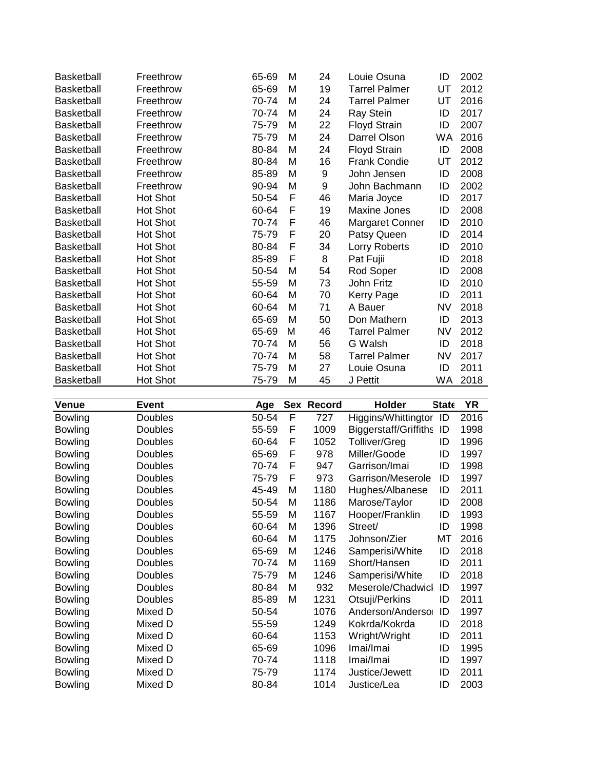| Venue | Event | Age | Sex | Record | Holder | State | YR |
|---|---|---|---|---|---|---|---|
| Basketball | Freethrow | 65-69 | M | 24 | Louie Osuna | ID | 2002 |
| Basketball | Freethrow | 65-69 | M | 19 | Tarrel Palmer | UT | 2012 |
| Basketball | Freethrow | 70-74 | M | 24 | Tarrel Palmer | UT | 2016 |
| Basketball | Freethrow | 70-74 | M | 24 | Ray Stein | ID | 2017 |
| Basketball | Freethrow | 75-79 | M | 22 | Floyd Strain | ID | 2007 |
| Basketball | Freethrow | 75-79 | M | 24 | Darrel Olson | WA | 2016 |
| Basketball | Freethrow | 80-84 | M | 24 | Floyd Strain | ID | 2008 |
| Basketball | Freethrow | 80-84 | M | 16 | Frank Condie | UT | 2012 |
| Basketball | Freethrow | 85-89 | M | 9 | John Jensen | ID | 2008 |
| Basketball | Freethrow | 90-94 | M | 9 | John Bachmann | ID | 2002 |
| Basketball | Hot Shot | 50-54 | F | 46 | Maria Joyce | ID | 2017 |
| Basketball | Hot Shot | 60-64 | F | 19 | Maxine Jones | ID | 2008 |
| Basketball | Hot Shot | 70-74 | F | 46 | Margaret Conner | ID | 2010 |
| Basketball | Hot Shot | 75-79 | F | 20 | Patsy Queen | ID | 2014 |
| Basketball | Hot Shot | 80-84 | F | 34 | Lorry Roberts | ID | 2010 |
| Basketball | Hot Shot | 85-89 | F | 8 | Pat Fujii | ID | 2018 |
| Basketball | Hot Shot | 50-54 | M | 54 | Rod Soper | ID | 2008 |
| Basketball | Hot Shot | 55-59 | M | 73 | John Fritz | ID | 2010 |
| Basketball | Hot Shot | 60-64 | M | 70 | Kerry Page | ID | 2011 |
| Basketball | Hot Shot | 60-64 | M | 71 | A Bauer | NV | 2018 |
| Basketball | Hot Shot | 65-69 | M | 50 | Don Mathern | ID | 2013 |
| Basketball | Hot Shot | 65-69 | M | 46 | Tarrel Palmer | NV | 2012 |
| Basketball | Hot Shot | 70-74 | M | 56 | G Walsh | ID | 2018 |
| Basketball | Hot Shot | 70-74 | M | 58 | Tarrel Palmer | NV | 2017 |
| Basketball | Hot Shot | 75-79 | M | 27 | Louie Osuna | ID | 2011 |
| Basketball | Hot Shot | 75-79 | M | 45 | J Pettit | WA | 2018 |

| Venue | Event | Age | Sex | Record | Holder | State | YR |
|---|---|---|---|---|---|---|---|
| Bowling | Doubles | 50-54 | F | 727 | Higgins/Whittingtor | ID | 2016 |
| Bowling | Doubles | 55-59 | F | 1009 | Biggerstaff/Griffiths | ID | 1998 |
| Bowling | Doubles | 60-64 | F | 1052 | Tolliver/Greg | ID | 1996 |
| Bowling | Doubles | 65-69 | F | 978 | Miller/Goode | ID | 1997 |
| Bowling | Doubles | 70-74 | F | 947 | Garrison/Imai | ID | 1998 |
| Bowling | Doubles | 75-79 | F | 973 | Garrison/Meserole | ID | 1997 |
| Bowling | Doubles | 45-49 | M | 1180 | Hughes/Albanese | ID | 2011 |
| Bowling | Doubles | 50-54 | M | 1186 | Marose/Taylor | ID | 2008 |
| Bowling | Doubles | 55-59 | M | 1167 | Hooper/Franklin | ID | 1993 |
| Bowling | Doubles | 60-64 | M | 1396 | Street/ | ID | 1998 |
| Bowling | Doubles | 60-64 | M | 1175 | Johnson/Zier | MT | 2016 |
| Bowling | Doubles | 65-69 | M | 1246 | Samperisi/White | ID | 2018 |
| Bowling | Doubles | 70-74 | M | 1169 | Short/Hansen | ID | 2011 |
| Bowling | Doubles | 75-79 | M | 1246 | Samperisi/White | ID | 2018 |
| Bowling | Doubles | 80-84 | M | 932 | Meserole/Chadwicl | ID | 1997 |
| Bowling | Doubles | 85-89 | M | 1231 | Otsuji/Perkins | ID | 2011 |
| Bowling | Mixed D | 50-54 | | 1076 | Anderson/Andersoi | ID | 1997 |
| Bowling | Mixed D | 55-59 | | 1249 | Kokrda/Kokrda | ID | 2018 |
| Bowling | Mixed D | 60-64 | | 1153 | Wright/Wright | ID | 2011 |
| Bowling | Mixed D | 65-69 | | 1096 | Imai/Imai | ID | 1995 |
| Bowling | Mixed D | 70-74 | | 1118 | Imai/Imai | ID | 1997 |
| Bowling | Mixed D | 75-79 | | 1174 | Justice/Jewett | ID | 2011 |
| Bowling | Mixed D | 80-84 | | 1014 | Justice/Lea | ID | 2003 |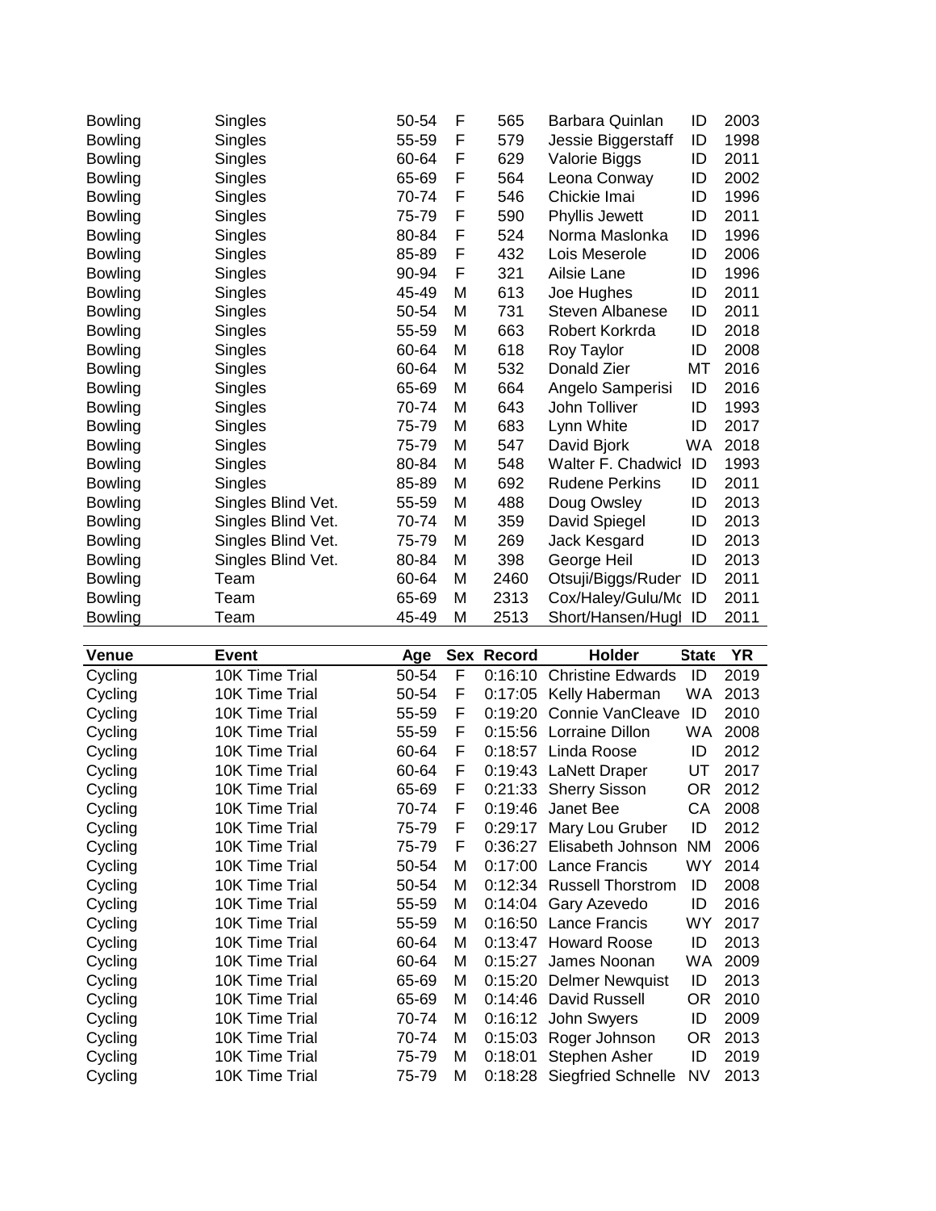| | | | | | | | |
|---|---|---|---|---|---|---|---|
| Bowling | Singles | 50-54 | F | 565 | Barbara Quinlan | ID | 2003 |
| Bowling | Singles | 55-59 | F | 579 | Jessie Biggerstaff | ID | 1998 |
| Bowling | Singles | 60-64 | F | 629 | Valorie Biggs | ID | 2011 |
| Bowling | Singles | 65-69 | F | 564 | Leona Conway | ID | 2002 |
| Bowling | Singles | 70-74 | F | 546 | Chickie Imai | ID | 1996 |
| Bowling | Singles | 75-79 | F | 590 | Phyllis Jewett | ID | 2011 |
| Bowling | Singles | 80-84 | F | 524 | Norma Maslonka | ID | 1996 |
| Bowling | Singles | 85-89 | F | 432 | Lois Meserole | ID | 2006 |
| Bowling | Singles | 90-94 | F | 321 | Ailsie Lane | ID | 1996 |
| Bowling | Singles | 45-49 | M | 613 | Joe Hughes | ID | 2011 |
| Bowling | Singles | 50-54 | M | 731 | Steven Albanese | ID | 2011 |
| Bowling | Singles | 55-59 | M | 663 | Robert Korkrda | ID | 2018 |
| Bowling | Singles | 60-64 | M | 618 | Roy Taylor | ID | 2008 |
| Bowling | Singles | 60-64 | M | 532 | Donald Zier | MT | 2016 |
| Bowling | Singles | 65-69 | M | 664 | Angelo Samperisi | ID | 2016 |
| Bowling | Singles | 70-74 | M | 643 | John Tolliver | ID | 1993 |
| Bowling | Singles | 75-79 | M | 683 | Lynn White | ID | 2017 |
| Bowling | Singles | 75-79 | M | 547 | David Bjork | WA | 2018 |
| Bowling | Singles | 80-84 | M | 548 | Walter F. Chadwicl | ID | 1993 |
| Bowling | Singles | 85-89 | M | 692 | Rudene Perkins | ID | 2011 |
| Bowling | Singles Blind Vet. | 55-59 | M | 488 | Doug Owsley | ID | 2013 |
| Bowling | Singles Blind Vet. | 70-74 | M | 359 | David Spiegel | ID | 2013 |
| Bowling | Singles Blind Vet. | 75-79 | M | 269 | Jack Kesgard | ID | 2013 |
| Bowling | Singles Blind Vet. | 80-84 | M | 398 | George Heil | ID | 2013 |
| Bowling | Team | 60-64 | M | 2460 | Otsuji/Biggs/Ruder | ID | 2011 |
| Bowling | Team | 65-69 | M | 2313 | Cox/Haley/Gulu/Mc | ID | 2011 |
| Bowling | Team | 45-49 | M | 2513 | Short/Hansen/Hugl | ID | 2011 |

| Venue | Event | Age | Sex | Record | Holder | State | YR |
|---|---|---|---|---|---|---|---|
| Cycling | 10K Time Trial | 50-54 | F | 0:16:10 | Christine Edwards | ID | 2019 |
| Cycling | 10K Time Trial | 50-54 | F | 0:17:05 | Kelly Haberman | WA | 2013 |
| Cycling | 10K Time Trial | 55-59 | F | 0:19:20 | Connie VanCleave | ID | 2010 |
| Cycling | 10K Time Trial | 55-59 | F | 0:15:56 | Lorraine Dillon | WA | 2008 |
| Cycling | 10K Time Trial | 60-64 | F | 0:18:57 | Linda Roose | ID | 2012 |
| Cycling | 10K Time Trial | 60-64 | F | 0:19:43 | LaNett Draper | UT | 2017 |
| Cycling | 10K Time Trial | 65-69 | F | 0:21:33 | Sherry Sisson | OR | 2012 |
| Cycling | 10K Time Trial | 70-74 | F | 0:19:46 | Janet Bee | CA | 2008 |
| Cycling | 10K Time Trial | 75-79 | F | 0:29:17 | Mary Lou Gruber | ID | 2012 |
| Cycling | 10K Time Trial | 75-79 | F | 0:36:27 | Elisabeth Johnson | NM | 2006 |
| Cycling | 10K Time Trial | 50-54 | M | 0:17:00 | Lance Francis | WY | 2014 |
| Cycling | 10K Time Trial | 50-54 | M | 0:12:34 | Russell Thorstrom | ID | 2008 |
| Cycling | 10K Time Trial | 55-59 | M | 0:14:04 | Gary Azevedo | ID | 2016 |
| Cycling | 10K Time Trial | 55-59 | M | 0:16:50 | Lance Francis | WY | 2017 |
| Cycling | 10K Time Trial | 60-64 | M | 0:13:47 | Howard Roose | ID | 2013 |
| Cycling | 10K Time Trial | 60-64 | M | 0:15:27 | James Noonan | WA | 2009 |
| Cycling | 10K Time Trial | 65-69 | M | 0:15:20 | Delmer Newquist | ID | 2013 |
| Cycling | 10K Time Trial | 65-69 | M | 0:14:46 | David Russell | OR | 2010 |
| Cycling | 10K Time Trial | 70-74 | M | 0:16:12 | John Swyers | ID | 2009 |
| Cycling | 10K Time Trial | 70-74 | M | 0:15:03 | Roger Johnson | OR | 2013 |
| Cycling | 10K Time Trial | 75-79 | M | 0:18:01 | Stephen Asher | ID | 2019 |
| Cycling | 10K Time Trial | 75-79 | M | 0:18:28 | Siegfried Schnelle | NV | 2013 |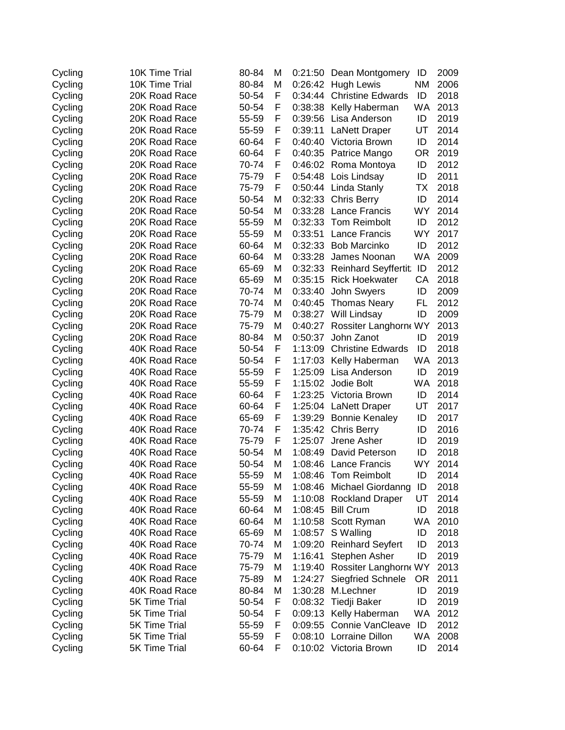| | | | | | | | |
|---|---|---|---|---|---|---|---|
| Cycling | 10K Time Trial | 80-84 | M | 0:21:50 | Dean Montgomery | ID | 2009 |
| Cycling | 10K Time Trial | 80-84 | M | 0:26:42 | Hugh Lewis | NM | 2006 |
| Cycling | 20K Road Race | 50-54 | F | 0:34:44 | Christine Edwards | ID | 2018 |
| Cycling | 20K Road Race | 50-54 | F | 0:38:38 | Kelly Haberman | WA | 2013 |
| Cycling | 20K Road Race | 55-59 | F | 0:39:56 | Lisa Anderson | ID | 2019 |
| Cycling | 20K Road Race | 55-59 | F | 0:39:11 | LaNett Draper | UT | 2014 |
| Cycling | 20K Road Race | 60-64 | F | 0:40:40 | Victoria Brown | ID | 2014 |
| Cycling | 20K Road Race | 60-64 | F | 0:40:35 | Patrice Mango | OR | 2019 |
| Cycling | 20K Road Race | 70-74 | F | 0:46:02 | Roma Montoya | ID | 2012 |
| Cycling | 20K Road Race | 75-79 | F | 0:54:48 | Lois Lindsay | ID | 2011 |
| Cycling | 20K Road Race | 75-79 | F | 0:50:44 | Linda Stanly | TX | 2018 |
| Cycling | 20K Road Race | 50-54 | M | 0:32:33 | Chris Berry | ID | 2014 |
| Cycling | 20K Road Race | 50-54 | M | 0:33:28 | Lance Francis | WY | 2014 |
| Cycling | 20K Road Race | 55-59 | M | 0:32:33 | Tom Reimbolt | ID | 2012 |
| Cycling | 20K Road Race | 55-59 | M | 0:33:51 | Lance Francis | WY | 2017 |
| Cycling | 20K Road Race | 60-64 | M | 0:32:33 | Bob Marcinko | ID | 2012 |
| Cycling | 20K Road Race | 60-64 | M | 0:33:28 | James Noonan | WA | 2009 |
| Cycling | 20K Road Race | 65-69 | M | 0:32:33 | Reinhard Seyffertit | ID | 2012 |
| Cycling | 20K Road Race | 65-69 | M | 0:35:15 | Rick Hoekwater | CA | 2018 |
| Cycling | 20K Road Race | 70-74 | M | 0:33:40 | John Swyers | ID | 2009 |
| Cycling | 20K Road Race | 70-74 | M | 0:40:45 | Thomas Neary | FL | 2012 |
| Cycling | 20K Road Race | 75-79 | M | 0:38:27 | Will Lindsay | ID | 2009 |
| Cycling | 20K Road Race | 75-79 | M | 0:40:27 | Rossiter Langhorne | WY | 2013 |
| Cycling | 20K Road Race | 80-84 | M | 0:50:37 | John Zanot | ID | 2019 |
| Cycling | 40K Road Race | 50-54 | F | 1:13:09 | Christine Edwards | ID | 2018 |
| Cycling | 40K Road Race | 50-54 | F | 1:17:03 | Kelly Haberman | WA | 2013 |
| Cycling | 40K Road Race | 55-59 | F | 1:25:09 | Lisa Anderson | ID | 2019 |
| Cycling | 40K Road Race | 55-59 | F | 1:15:02 | Jodie Bolt | WA | 2018 |
| Cycling | 40K Road Race | 60-64 | F | 1:23:25 | Victoria Brown | ID | 2014 |
| Cycling | 40K Road Race | 60-64 | F | 1:25:04 | LaNett Draper | UT | 2017 |
| Cycling | 40K Road Race | 65-69 | F | 1:39:29 | Bonnie Kenaley | ID | 2017 |
| Cycling | 40K Road Race | 70-74 | F | 1:35:42 | Chris Berry | ID | 2016 |
| Cycling | 40K Road Race | 75-79 | F | 1:25:07 | Jrene Asher | ID | 2019 |
| Cycling | 40K Road Race | 50-54 | M | 1:08:49 | David Peterson | ID | 2018 |
| Cycling | 40K Road Race | 50-54 | M | 1:08:46 | Lance Francis | WY | 2014 |
| Cycling | 40K Road Race | 55-59 | M | 1:08:46 | Tom Reimbolt | ID | 2014 |
| Cycling | 40K Road Race | 55-59 | M | 1:08:46 | Michael Giordanng | ID | 2018 |
| Cycling | 40K Road Race | 55-59 | M | 1:10:08 | Rockland Draper | UT | 2014 |
| Cycling | 40K Road Race | 60-64 | M | 1:08:45 | Bill Crum | ID | 2018 |
| Cycling | 40K Road Race | 60-64 | M | 1:10:58 | Scott Ryman | WA | 2010 |
| Cycling | 40K Road Race | 65-69 | M | 1:08:57 | S Walling | ID | 2018 |
| Cycling | 40K Road Race | 70-74 | M | 1:09:20 | Reinhard Seyfert | ID | 2013 |
| Cycling | 40K Road Race | 75-79 | M | 1:16:41 | Stephen Asher | ID | 2019 |
| Cycling | 40K Road Race | 75-79 | M | 1:19:40 | Rossiter Langhorne | WY | 2013 |
| Cycling | 40K Road Race | 75-89 | M | 1:24:27 | Siegfried Schnele | OR | 2011 |
| Cycling | 40K Road Race | 80-84 | M | 1:30:28 | M.Lechner | ID | 2019 |
| Cycling | 5K Time Trial | 50-54 | F | 0:08:32 | Tiedji Baker | ID | 2019 |
| Cycling | 5K Time Trial | 50-54 | F | 0:09:13 | Kelly Haberman | WA | 2012 |
| Cycling | 5K Time Trial | 55-59 | F | 0:09:55 | Connie VanCleave | ID | 2012 |
| Cycling | 5K Time Trial | 55-59 | F | 0:08:10 | Lorraine Dillon | WA | 2008 |
| Cycling | 5K Time Trial | 60-64 | F | 0:10:02 | Victoria Brown | ID | 2014 |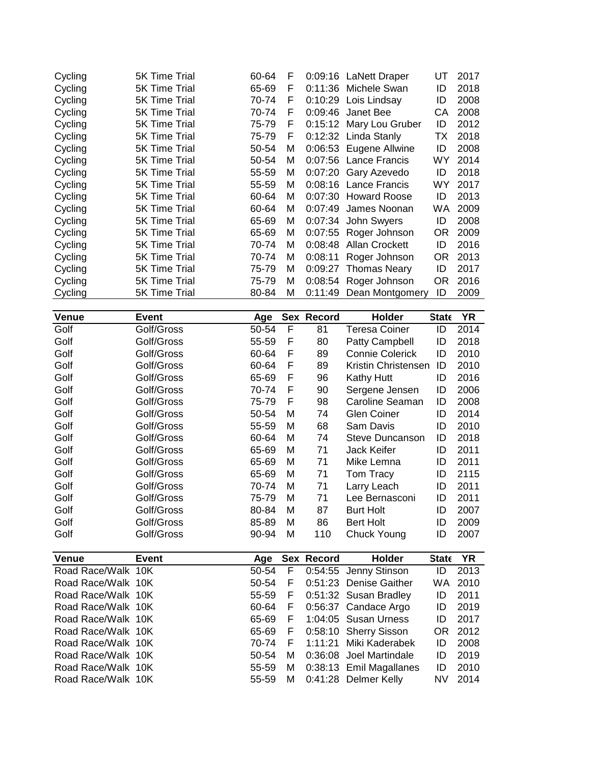| | | | | | | | |
|---|---|---|---|---|---|---|---|
| Cycling | 5K Time Trial | 60-64 | F | 0:09:16 | LaNett Draper | UT | 2017 |
| Cycling | 5K Time Trial | 65-69 | F | 0:11:36 | Michele Swan | ID | 2018 |
| Cycling | 5K Time Trial | 70-74 | F | 0:10:29 | Lois Lindsay | ID | 2008 |
| Cycling | 5K Time Trial | 70-74 | F | 0:09:46 | Janet Bee | CA | 2008 |
| Cycling | 5K Time Trial | 75-79 | F | 0:15:12 | Mary Lou Gruber | ID | 2012 |
| Cycling | 5K Time Trial | 75-79 | F | 0:12:32 | Linda Stanly | TX | 2018 |
| Cycling | 5K Time Trial | 50-54 | M | 0:06:53 | Eugene Allwine | ID | 2008 |
| Cycling | 5K Time Trial | 50-54 | M | 0:07:56 | Lance Francis | WY | 2014 |
| Cycling | 5K Time Trial | 55-59 | M | 0:07:20 | Gary Azevedo | ID | 2018 |
| Cycling | 5K Time Trial | 55-59 | M | 0:08:16 | Lance Francis | WY | 2017 |
| Cycling | 5K Time Trial | 60-64 | M | 0:07:30 | Howard Roose | ID | 2013 |
| Cycling | 5K Time Trial | 60-64 | M | 0:07:49 | James Noonan | WA | 2009 |
| Cycling | 5K Time Trial | 65-69 | M | 0:07:34 | John Swyers | ID | 2008 |
| Cycling | 5K Time Trial | 65-69 | M | 0:07:55 | Roger Johnson | OR | 2009 |
| Cycling | 5K Time Trial | 70-74 | M | 0:08:48 | Allan Crockett | ID | 2016 |
| Cycling | 5K Time Trial | 70-74 | M | 0:08:11 | Roger Johnson | OR | 2013 |
| Cycling | 5K Time Trial | 75-79 | M | 0:09:27 | Thomas Neary | ID | 2017 |
| Cycling | 5K Time Trial | 75-79 | M | 0:08:54 | Roger Johnson | OR | 2016 |
| Cycling | 5K Time Trial | 80-84 | M | 0:11:49 | Dean Montgomery | ID | 2009 |

| Venue | Event | Age | Sex | Record | Holder | State | YR |
|---|---|---|---|---|---|---|---|
| Golf | Golf/Gross | 50-54 | F | 81 | Teresa Coiner | ID | 2014 |
| Golf | Golf/Gross | 55-59 | F | 80 | Patty Campbell | ID | 2018 |
| Golf | Golf/Gross | 60-64 | F | 89 | Connie Colerick | ID | 2010 |
| Golf | Golf/Gross | 60-64 | F | 89 | Kristin Christensen | ID | 2010 |
| Golf | Golf/Gross | 65-69 | F | 96 | Kathy Hutt | ID | 2016 |
| Golf | Golf/Gross | 70-74 | F | 90 | Sergene Jensen | ID | 2006 |
| Golf | Golf/Gross | 75-79 | F | 98 | Caroline Seaman | ID | 2008 |
| Golf | Golf/Gross | 50-54 | M | 74 | Glen Coiner | ID | 2014 |
| Golf | Golf/Gross | 55-59 | M | 68 | Sam Davis | ID | 2010 |
| Golf | Golf/Gross | 60-64 | M | 74 | Steve Duncanson | ID | 2018 |
| Golf | Golf/Gross | 65-69 | M | 71 | Jack Keifer | ID | 2011 |
| Golf | Golf/Gross | 65-69 | M | 71 | Mike Lemna | ID | 2011 |
| Golf | Golf/Gross | 65-69 | M | 71 | Tom Tracy | ID | 2115 |
| Golf | Golf/Gross | 70-74 | M | 71 | Larry Leach | ID | 2011 |
| Golf | Golf/Gross | 75-79 | M | 71 | Lee Bernasconi | ID | 2011 |
| Golf | Golf/Gross | 80-84 | M | 87 | Burt Holt | ID | 2007 |
| Golf | Golf/Gross | 85-89 | M | 86 | Bert Holt | ID | 2009 |
| Golf | Golf/Gross | 90-94 | M | 110 | Chuck Young | ID | 2007 |

| Venue | Event | Age | Sex | Record | Holder | State | YR |
|---|---|---|---|---|---|---|---|
| Road Race/Walk | 10K | 50-54 | F | 0:54:55 | Jenny Stinson | ID | 2013 |
| Road Race/Walk | 10K | 50-54 | F | 0:51:23 | Denise Gaither | WA | 2010 |
| Road Race/Walk | 10K | 55-59 | F | 0:51:32 | Susan Bradley | ID | 2011 |
| Road Race/Walk | 10K | 60-64 | F | 0:56:37 | Candace Argo | ID | 2019 |
| Road Race/Walk | 10K | 65-69 | F | 1:04:05 | Susan Urness | ID | 2017 |
| Road Race/Walk | 10K | 65-69 | F | 0:58:10 | Sherry Sisson | OR | 2012 |
| Road Race/Walk | 10K | 70-74 | F | 1:11:21 | Miki Kaderabek | ID | 2008 |
| Road Race/Walk | 10K | 50-54 | M | 0:36:08 | Joel Martindale | ID | 2019 |
| Road Race/Walk | 10K | 55-59 | M | 0:38:13 | Emil Magallanes | ID | 2010 |
| Road Race/Walk | 10K | 55-59 | M | 0:41:28 | Delmer Kelly | NV | 2014 |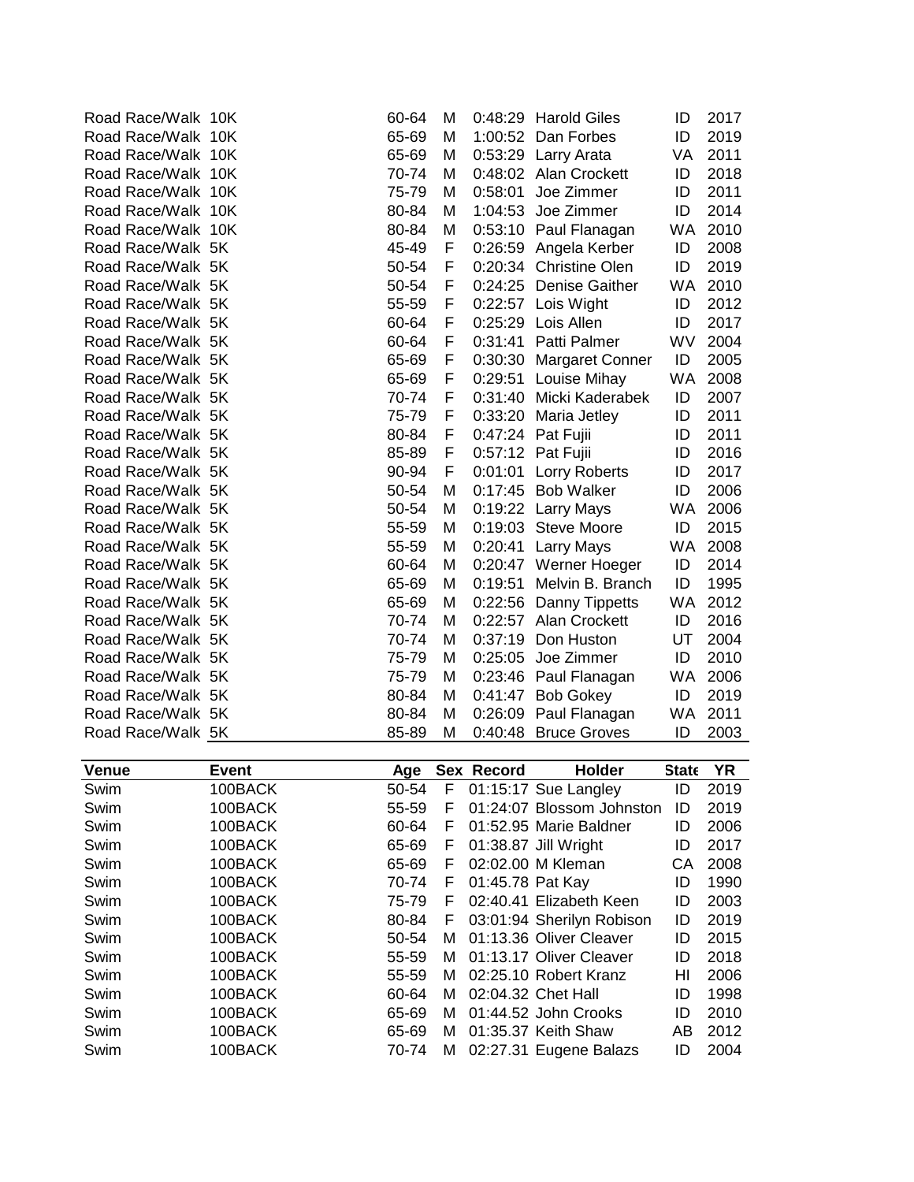| | | | | | | | |
|---|---|---|---|---|---|---|---|
| Road Race/Walk | 10K | 60-64 | M | 0:48:29 | Harold Giles | ID | 2017 |
| Road Race/Walk | 10K | 65-69 | M | 1:00:52 | Dan Forbes | ID | 2019 |
| Road Race/Walk | 10K | 65-69 | M | 0:53:29 | Larry Arata | VA | 2011 |
| Road Race/Walk | 10K | 70-74 | M | 0:48:02 | Alan Crockett | ID | 2018 |
| Road Race/Walk | 10K | 75-79 | M | 0:58:01 | Joe Zimmer | ID | 2011 |
| Road Race/Walk | 10K | 80-84 | M | 1:04:53 | Joe Zimmer | ID | 2014 |
| Road Race/Walk | 10K | 80-84 | M | 0:53:10 | Paul Flanagan | WA | 2010 |
| Road Race/Walk | 5K | 45-49 | F | 0:26:59 | Angela Kerber | ID | 2008 |
| Road Race/Walk | 5K | 50-54 | F | 0:20:34 | Christine Olen | ID | 2019 |
| Road Race/Walk | 5K | 50-54 | F | 0:24:25 | Denise Gaither | WA | 2010 |
| Road Race/Walk | 5K | 55-59 | F | 0:22:57 | Lois Wight | ID | 2012 |
| Road Race/Walk | 5K | 60-64 | F | 0:25:29 | Lois Allen | ID | 2017 |
| Road Race/Walk | 5K | 60-64 | F | 0:31:41 | Patti Palmer | WV | 2004 |
| Road Race/Walk | 5K | 65-69 | F | 0:30:30 | Margaret Conner | ID | 2005 |
| Road Race/Walk | 5K | 65-69 | F | 0:29:51 | Louise Mihay | WA | 2008 |
| Road Race/Walk | 5K | 70-74 | F | 0:31:40 | Micki Kaderabek | ID | 2007 |
| Road Race/Walk | 5K | 75-79 | F | 0:33:20 | Maria Jetley | ID | 2011 |
| Road Race/Walk | 5K | 80-84 | F | 0:47:24 | Pat Fujii | ID | 2011 |
| Road Race/Walk | 5K | 85-89 | F | 0:57:12 | Pat Fujii | ID | 2016 |
| Road Race/Walk | 5K | 90-94 | F | 0:01:01 | Lorry Roberts | ID | 2017 |
| Road Race/Walk | 5K | 50-54 | M | 0:17:45 | Bob Walker | ID | 2006 |
| Road Race/Walk | 5K | 50-54 | M | 0:19:22 | Larry Mays | WA | 2006 |
| Road Race/Walk | 5K | 55-59 | M | 0:19:03 | Steve Moore | ID | 2015 |
| Road Race/Walk | 5K | 55-59 | M | 0:20:41 | Larry Mays | WA | 2008 |
| Road Race/Walk | 5K | 60-64 | M | 0:20:47 | Werner Hoeger | ID | 2014 |
| Road Race/Walk | 5K | 65-69 | M | 0:19:51 | Melvin B. Branch | ID | 1995 |
| Road Race/Walk | 5K | 65-69 | M | 0:22:56 | Danny Tippetts | WA | 2012 |
| Road Race/Walk | 5K | 70-74 | M | 0:22:57 | Alan Crockett | ID | 2016 |
| Road Race/Walk | 5K | 70-74 | M | 0:37:19 | Don Huston | UT | 2004 |
| Road Race/Walk | 5K | 75-79 | M | 0:25:05 | Joe Zimmer | ID | 2010 |
| Road Race/Walk | 5K | 75-79 | M | 0:23:46 | Paul Flanagan | WA | 2006 |
| Road Race/Walk | 5K | 80-84 | M | 0:41:47 | Bob Gokey | ID | 2019 |
| Road Race/Walk | 5K | 80-84 | M | 0:26:09 | Paul Flanagan | WA | 2011 |
| Road Race/Walk | 5K | 85-89 | M | 0:40:48 | Bruce Groves | ID | 2003 |

| Venue | Event | Age | Sex | Record | Holder | State | YR |
|---|---|---|---|---|---|---|---|
| Swim | 100BACK | 50-54 | F | 01:15:17 | Sue Langley | ID | 2019 |
| Swim | 100BACK | 55-59 | F | 01:24:07 | Blossom Johnston | ID | 2019 |
| Swim | 100BACK | 60-64 | F | 01:52.95 | Marie Baldner | ID | 2006 |
| Swim | 100BACK | 65-69 | F | 01:38.87 | Jill Wright | ID | 2017 |
| Swim | 100BACK | 65-69 | F | 02:02.00 | M Kleman | CA | 2008 |
| Swim | 100BACK | 70-74 | F | 01:45.78 | Pat Kay | ID | 1990 |
| Swim | 100BACK | 75-79 | F | 02:40.41 | Elizabeth Keen | ID | 2003 |
| Swim | 100BACK | 80-84 | F | 03:01:94 | Sherilyn Robison | ID | 2019 |
| Swim | 100BACK | 50-54 | M | 01:13.36 | Oliver Cleaver | ID | 2015 |
| Swim | 100BACK | 55-59 | M | 01:13.17 | Oliver Cleaver | ID | 2018 |
| Swim | 100BACK | 55-59 | M | 02:25.10 | Robert Kranz | HI | 2006 |
| Swim | 100BACK | 60-64 | M | 02:04.32 | Chet Hall | ID | 1998 |
| Swim | 100BACK | 65-69 | M | 01:44.52 | John Crooks | ID | 2010 |
| Swim | 100BACK | 65-69 | M | 01:35.37 | Keith Shaw | AB | 2012 |
| Swim | 100BACK | 70-74 | M | 02:27.31 | Eugene Balazs | ID | 2004 |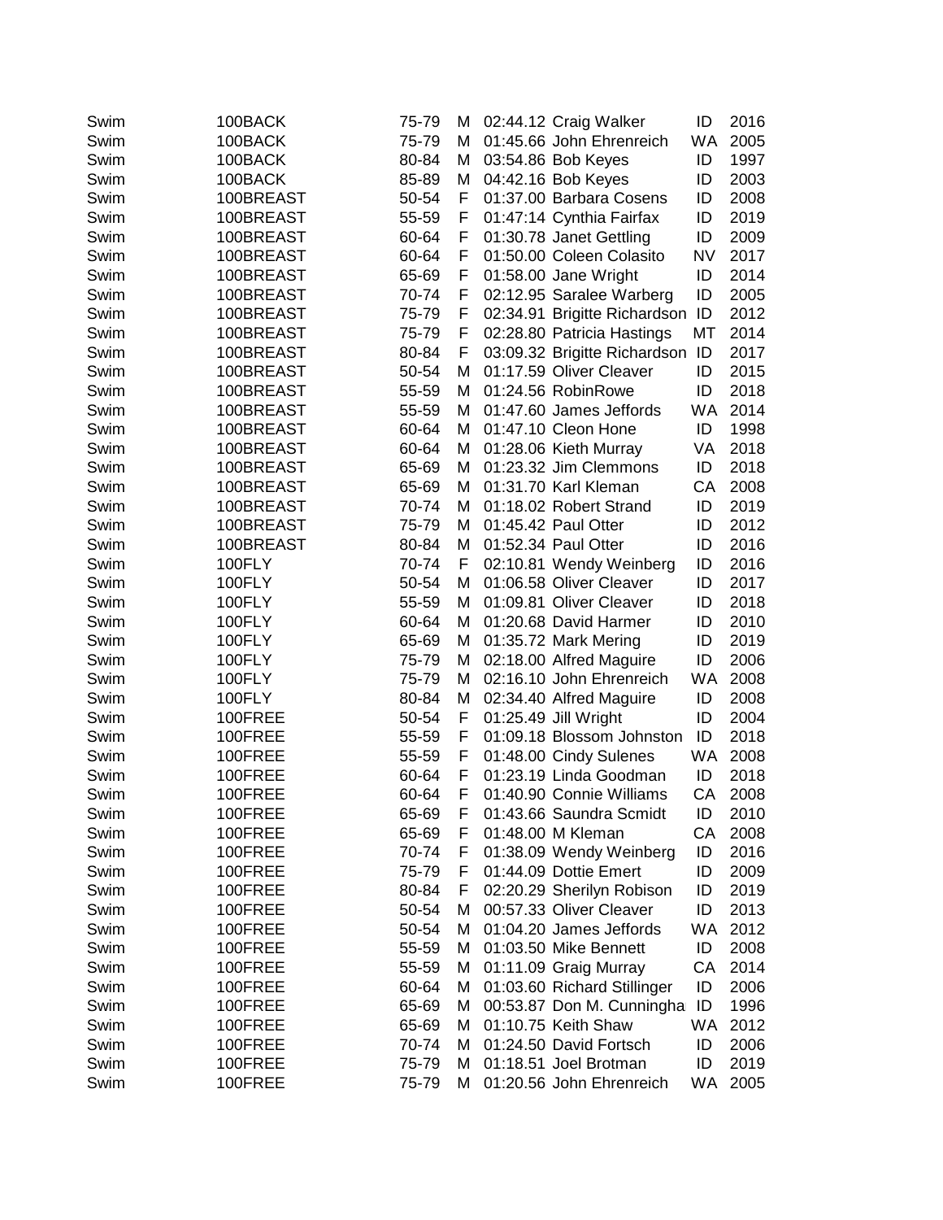| | | | | | | | |
|---|---|---|---|---|---|---|---|
| Swim | 100BACK | 75-79 | M | 02:44.12 | Craig Walker | ID | 2016 |
| Swim | 100BACK | 75-79 | M | 01:45.66 | John Ehrenreich | WA | 2005 |
| Swim | 100BACK | 80-84 | M | 03:54.86 | Bob Keyes | ID | 1997 |
| Swim | 100BACK | 85-89 | M | 04:42.16 | Bob Keyes | ID | 2003 |
| Swim | 100BREAST | 50-54 | F | 01:37.00 | Barbara Cosens | ID | 2008 |
| Swim | 100BREAST | 55-59 | F | 01:47:14 | Cynthia Fairfax | ID | 2019 |
| Swim | 100BREAST | 60-64 | F | 01:30.78 | Janet Gettling | ID | 2009 |
| Swim | 100BREAST | 60-64 | F | 01:50.00 | Coleen Colasito | NV | 2017 |
| Swim | 100BREAST | 65-69 | F | 01:58.00 | Jane Wright | ID | 2014 |
| Swim | 100BREAST | 70-74 | F | 02:12.95 | Saralee Warberg | ID | 2005 |
| Swim | 100BREAST | 75-79 | F | 02:34.91 | Brigitte Richardson | ID | 2012 |
| Swim | 100BREAST | 75-79 | F | 02:28.80 | Patricia Hastings | MT | 2014 |
| Swim | 100BREAST | 80-84 | F | 03:09.32 | Brigitte Richardson | ID | 2017 |
| Swim | 100BREAST | 50-54 | M | 01:17.59 | Oliver Cleaver | ID | 2015 |
| Swim | 100BREAST | 55-59 | M | 01:24.56 | RobinRowe | ID | 2018 |
| Swim | 100BREAST | 55-59 | M | 01:47.60 | James Jeffords | WA | 2014 |
| Swim | 100BREAST | 60-64 | M | 01:47.10 | Cleon Hone | ID | 1998 |
| Swim | 100BREAST | 60-64 | M | 01:28.06 | Kieth Murray | VA | 2018 |
| Swim | 100BREAST | 65-69 | M | 01:23.32 | Jim Clemmons | ID | 2018 |
| Swim | 100BREAST | 65-69 | M | 01:31.70 | Karl Kleman | CA | 2008 |
| Swim | 100BREAST | 70-74 | M | 01:18.02 | Robert Strand | ID | 2019 |
| Swim | 100BREAST | 75-79 | M | 01:45.42 | Paul Otter | ID | 2012 |
| Swim | 100BREAST | 80-84 | M | 01:52.34 | Paul Otter | ID | 2016 |
| Swim | 100FLY | 70-74 | F | 02:10.81 | Wendy Weinberg | ID | 2016 |
| Swim | 100FLY | 50-54 | M | 01:06.58 | Oliver Cleaver | ID | 2017 |
| Swim | 100FLY | 55-59 | M | 01:09.81 | Oliver Cleaver | ID | 2018 |
| Swim | 100FLY | 60-64 | M | 01:20.68 | David Harmer | ID | 2010 |
| Swim | 100FLY | 65-69 | M | 01:35.72 | Mark Mering | ID | 2019 |
| Swim | 100FLY | 75-79 | M | 02:18.00 | Alfred Maguire | ID | 2006 |
| Swim | 100FLY | 75-79 | M | 02:16.10 | John Ehrenreich | WA | 2008 |
| Swim | 100FLY | 80-84 | M | 02:34.40 | Alfred Maguire | ID | 2008 |
| Swim | 100FREE | 50-54 | F | 01:25.49 | Jill Wright | ID | 2004 |
| Swim | 100FREE | 55-59 | F | 01:09.18 | Blossom Johnston | ID | 2018 |
| Swim | 100FREE | 55-59 | F | 01:48.00 | Cindy Sulenes | WA | 2008 |
| Swim | 100FREE | 60-64 | F | 01:23.19 | Linda Goodman | ID | 2018 |
| Swim | 100FREE | 60-64 | F | 01:40.90 | Connie Williams | CA | 2008 |
| Swim | 100FREE | 65-69 | F | 01:43.66 | Saundra Scmidt | ID | 2010 |
| Swim | 100FREE | 65-69 | F | 01:48.00 | M Kleman | CA | 2008 |
| Swim | 100FREE | 70-74 | F | 01:38.09 | Wendy Weinberg | ID | 2016 |
| Swim | 100FREE | 75-79 | F | 01:44.09 | Dottie Emert | ID | 2009 |
| Swim | 100FREE | 80-84 | F | 02:20.29 | Sherilyn Robison | ID | 2019 |
| Swim | 100FREE | 50-54 | M | 00:57.33 | Oliver Cleaver | ID | 2013 |
| Swim | 100FREE | 50-54 | M | 01:04.20 | James Jeffords | WA | 2012 |
| Swim | 100FREE | 55-59 | M | 01:03.50 | Mike Bennett | ID | 2008 |
| Swim | 100FREE | 55-59 | M | 01:11.09 | Graig Murray | CA | 2014 |
| Swim | 100FREE | 60-64 | M | 01:03.60 | Richard Stillinger | ID | 2006 |
| Swim | 100FREE | 65-69 | M | 00:53.87 | Don M. Cunningha | ID | 1996 |
| Swim | 100FREE | 65-69 | M | 01:10.75 | Keith Shaw | WA | 2012 |
| Swim | 100FREE | 70-74 | M | 01:24.50 | David Fortsch | ID | 2006 |
| Swim | 100FREE | 75-79 | M | 01:18.51 | Joel Brotman | ID | 2019 |
| Swim | 100FREE | 75-79 | M | 01:20.56 | John Ehrenreich | WA | 2005 |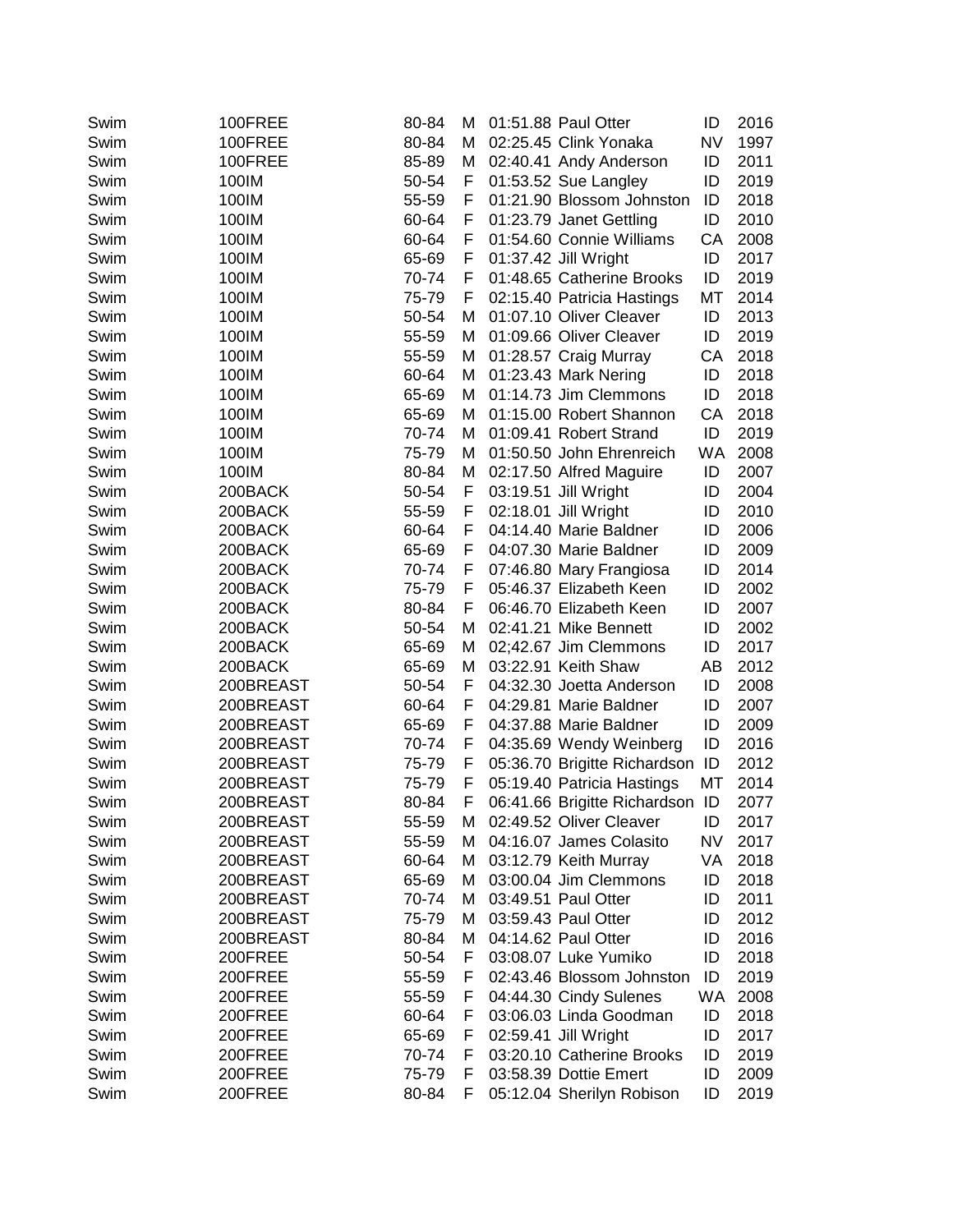| | | | | | | | |
|---|---|---|---|---|---|---|---|
| Swim | 100FREE | 80-84 | M | 01:51.88 | Paul Otter | ID | 2016 |
| Swim | 100FREE | 80-84 | M | 02:25.45 | Clink Yonaka | NV | 1997 |
| Swim | 100FREE | 85-89 | M | 02:40.41 | Andy Anderson | ID | 2011 |
| Swim | 100IM | 50-54 | F | 01:53.52 | Sue Langley | ID | 2019 |
| Swim | 100IM | 55-59 | F | 01:21.90 | Blossom Johnston | ID | 2018 |
| Swim | 100IM | 60-64 | F | 01:23.79 | Janet Gettling | ID | 2010 |
| Swim | 100IM | 60-64 | F | 01:54.60 | Connie Williams | CA | 2008 |
| Swim | 100IM | 65-69 | F | 01:37.42 | Jill Wright | ID | 2017 |
| Swim | 100IM | 70-74 | F | 01:48.65 | Catherine Brooks | ID | 2019 |
| Swim | 100IM | 75-79 | F | 02:15.40 | Patricia Hastings | MT | 2014 |
| Swim | 100IM | 50-54 | M | 01:07.10 | Oliver Cleaver | ID | 2013 |
| Swim | 100IM | 55-59 | M | 01:09.66 | Oliver Cleaver | ID | 2019 |
| Swim | 100IM | 55-59 | M | 01:28.57 | Craig Murray | CA | 2018 |
| Swim | 100IM | 60-64 | M | 01:23.43 | Mark Nering | ID | 2018 |
| Swim | 100IM | 65-69 | M | 01:14.73 | Jim Clemmons | ID | 2018 |
| Swim | 100IM | 65-69 | M | 01:15.00 | Robert Shannon | CA | 2018 |
| Swim | 100IM | 70-74 | M | 01:09.41 | Robert Strand | ID | 2019 |
| Swim | 100IM | 75-79 | M | 01:50.50 | John Ehrenreich | WA | 2008 |
| Swim | 100IM | 80-84 | M | 02:17.50 | Alfred Maguire | ID | 2007 |
| Swim | 200BACK | 50-54 | F | 03:19.51 | Jill Wright | ID | 2004 |
| Swim | 200BACK | 55-59 | F | 02:18.01 | Jill Wright | ID | 2010 |
| Swim | 200BACK | 60-64 | F | 04:14.40 | Marie Baldner | ID | 2006 |
| Swim | 200BACK | 65-69 | F | 04:07.30 | Marie Baldner | ID | 2009 |
| Swim | 200BACK | 70-74 | F | 07:46.80 | Mary Frangiosa | ID | 2014 |
| Swim | 200BACK | 75-79 | F | 05:46.37 | Elizabeth Keen | ID | 2002 |
| Swim | 200BACK | 80-84 | F | 06:46.70 | Elizabeth Keen | ID | 2007 |
| Swim | 200BACK | 50-54 | M | 02:41.21 | Mike Bennett | ID | 2002 |
| Swim | 200BACK | 65-69 | M | 02;42.67 | Jim Clemmons | ID | 2017 |
| Swim | 200BACK | 65-69 | M | 03:22.91 | Keith Shaw | AB | 2012 |
| Swim | 200BREAST | 50-54 | F | 04:32.30 | Joetta Anderson | ID | 2008 |
| Swim | 200BREAST | 60-64 | F | 04:29.81 | Marie Baldner | ID | 2007 |
| Swim | 200BREAST | 65-69 | F | 04:37.88 | Marie Baldner | ID | 2009 |
| Swim | 200BREAST | 70-74 | F | 04:35.69 | Wendy Weinberg | ID | 2016 |
| Swim | 200BREAST | 75-79 | F | 05:36.70 | Brigitte Richardson | ID | 2012 |
| Swim | 200BREAST | 75-79 | F | 05:19.40 | Patricia Hastings | MT | 2014 |
| Swim | 200BREAST | 80-84 | F | 06:41.66 | Brigitte Richardson | ID | 2077 |
| Swim | 200BREAST | 55-59 | M | 02:49.52 | Oliver Cleaver | ID | 2017 |
| Swim | 200BREAST | 55-59 | M | 04:16.07 | James Colasito | NV | 2017 |
| Swim | 200BREAST | 60-64 | M | 03:12.79 | Keith Murray | VA | 2018 |
| Swim | 200BREAST | 65-69 | M | 03:00.04 | Jim Clemmons | ID | 2018 |
| Swim | 200BREAST | 70-74 | M | 03:49.51 | Paul Otter | ID | 2011 |
| Swim | 200BREAST | 75-79 | M | 03:59.43 | Paul Otter | ID | 2012 |
| Swim | 200BREAST | 80-84 | M | 04:14.62 | Paul Otter | ID | 2016 |
| Swim | 200FREE | 50-54 | F | 03:08.07 | Luke Yumiko | ID | 2018 |
| Swim | 200FREE | 55-59 | F | 02:43.46 | Blossom Johnston | ID | 2019 |
| Swim | 200FREE | 55-59 | F | 04:44.30 | Cindy Sulenes | WA | 2008 |
| Swim | 200FREE | 60-64 | F | 03:06.03 | Linda Goodman | ID | 2018 |
| Swim | 200FREE | 65-69 | F | 02:59.41 | Jill Wright | ID | 2017 |
| Swim | 200FREE | 70-74 | F | 03:20.10 | Catherine Brooks | ID | 2019 |
| Swim | 200FREE | 75-79 | F | 03:58.39 | Dottie Emert | ID | 2009 |
| Swim | 200FREE | 80-84 | F | 05:12.04 | Sherilyn Robison | ID | 2019 |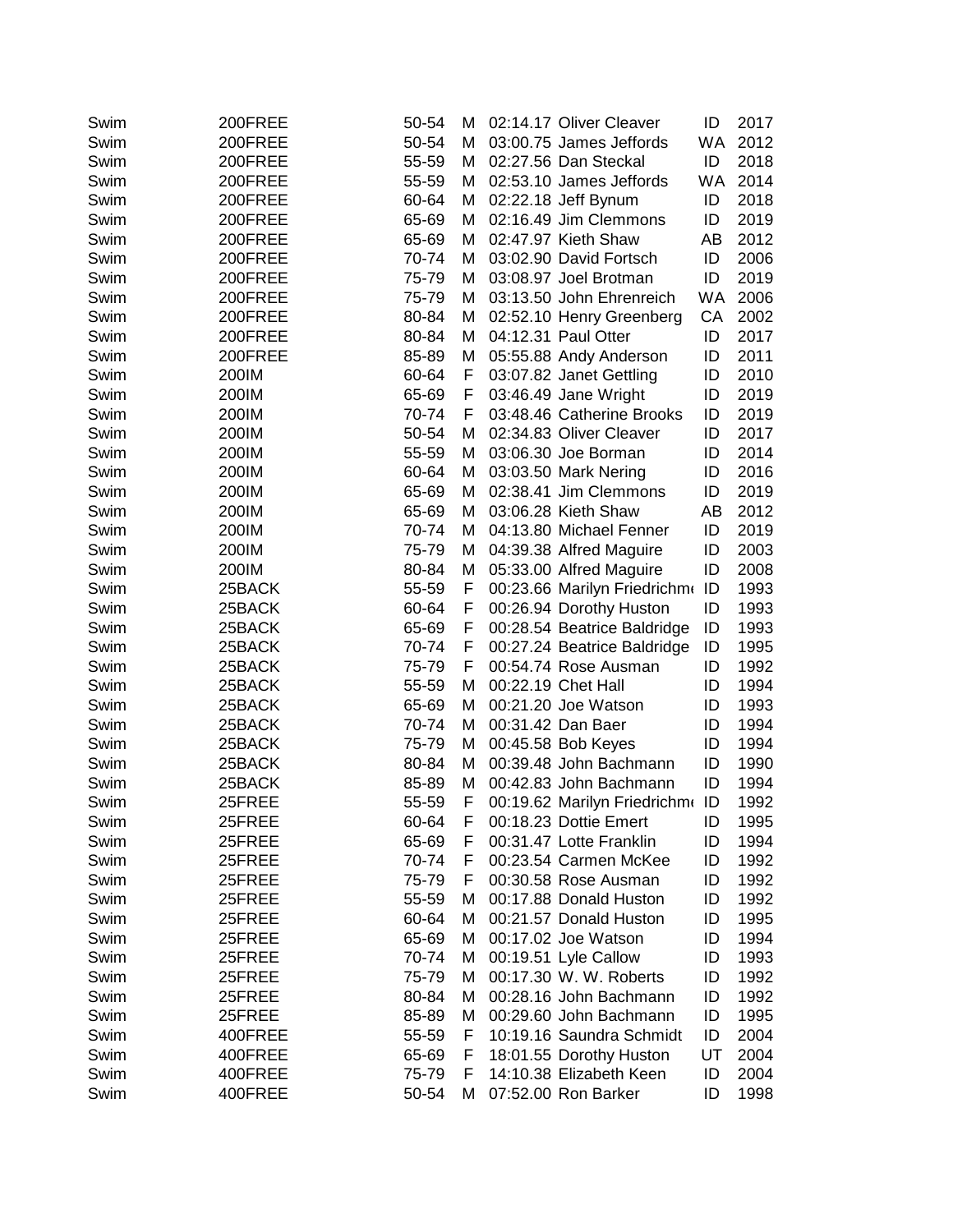| | | | | | | | |
|---|---|---|---|---|---|---|---|
| Swim | 200FREE | 50-54 | M | 02:14.17 | Oliver Cleaver | ID | 2017 |
| Swim | 200FREE | 50-54 | M | 03:00.75 | James Jeffords | WA | 2012 |
| Swim | 200FREE | 55-59 | M | 02:27.56 | Dan Steckal | ID | 2018 |
| Swim | 200FREE | 55-59 | M | 02:53.10 | James Jeffords | WA | 2014 |
| Swim | 200FREE | 60-64 | M | 02:22.18 | Jeff Bynum | ID | 2018 |
| Swim | 200FREE | 65-69 | M | 02:16.49 | Jim Clemmons | ID | 2019 |
| Swim | 200FREE | 65-69 | M | 02:47.97 | Kieth Shaw | AB | 2012 |
| Swim | 200FREE | 70-74 | M | 03:02.90 | David Fortsch | ID | 2006 |
| Swim | 200FREE | 75-79 | M | 03:08.97 | Joel Brotman | ID | 2019 |
| Swim | 200FREE | 75-79 | M | 03:13.50 | John Ehrenreich | WA | 2006 |
| Swim | 200FREE | 80-84 | M | 02:52.10 | Henry Greenberg | CA | 2002 |
| Swim | 200FREE | 80-84 | M | 04:12.31 | Paul Otter | ID | 2017 |
| Swim | 200FREE | 85-89 | M | 05:55.88 | Andy Anderson | ID | 2011 |
| Swim | 200IM | 60-64 | F | 03:07.82 | Janet Gettling | ID | 2010 |
| Swim | 200IM | 65-69 | F | 03:46.49 | Jane Wright | ID | 2019 |
| Swim | 200IM | 70-74 | F | 03:48.46 | Catherine Brooks | ID | 2019 |
| Swim | 200IM | 50-54 | M | 02:34.83 | Oliver Cleaver | ID | 2017 |
| Swim | 200IM | 55-59 | M | 03:06.30 | Joe Borman | ID | 2014 |
| Swim | 200IM | 60-64 | M | 03:03.50 | Mark Nering | ID | 2016 |
| Swim | 200IM | 65-69 | M | 02:38.41 | Jim Clemmons | ID | 2019 |
| Swim | 200IM | 65-69 | M | 03:06.28 | Kieth Shaw | AB | 2012 |
| Swim | 200IM | 70-74 | M | 04:13.80 | Michael Fenner | ID | 2019 |
| Swim | 200IM | 75-79 | M | 04:39.38 | Alfred Maguire | ID | 2003 |
| Swim | 200IM | 80-84 | M | 05:33.00 | Alfred Maguire | ID | 2008 |
| Swim | 25BACK | 55-59 | F | 00:23.66 | Marilyn Friedrichm | ID | 1993 |
| Swim | 25BACK | 60-64 | F | 00:26.94 | Dorothy Huston | ID | 1993 |
| Swim | 25BACK | 65-69 | F | 00:28.54 | Beatrice Baldridge | ID | 1993 |
| Swim | 25BACK | 70-74 | F | 00:27.24 | Beatrice Baldridge | ID | 1995 |
| Swim | 25BACK | 75-79 | F | 00:54.74 | Rose Ausman | ID | 1992 |
| Swim | 25BACK | 55-59 | M | 00:22.19 | Chet Hall | ID | 1994 |
| Swim | 25BACK | 65-69 | M | 00:21.20 | Joe Watson | ID | 1993 |
| Swim | 25BACK | 70-74 | M | 00:31.42 | Dan Baer | ID | 1994 |
| Swim | 25BACK | 75-79 | M | 00:45.58 | Bob Keyes | ID | 1994 |
| Swim | 25BACK | 80-84 | M | 00:39.48 | John Bachmann | ID | 1990 |
| Swim | 25BACK | 85-89 | M | 00:42.83 | John Bachmann | ID | 1994 |
| Swim | 25FREE | 55-59 | F | 00:19.62 | Marilyn Friedrichm | ID | 1992 |
| Swim | 25FREE | 60-64 | F | 00:18.23 | Dottie Emert | ID | 1995 |
| Swim | 25FREE | 65-69 | F | 00:31.47 | Lotte Franklin | ID | 1994 |
| Swim | 25FREE | 70-74 | F | 00:23.54 | Carmen McKee | ID | 1992 |
| Swim | 25FREE | 75-79 | F | 00:30.58 | Rose Ausman | ID | 1992 |
| Swim | 25FREE | 55-59 | M | 00:17.88 | Donald Huston | ID | 1992 |
| Swim | 25FREE | 60-64 | M | 00:21.57 | Donald Huston | ID | 1995 |
| Swim | 25FREE | 65-69 | M | 00:17.02 | Joe Watson | ID | 1994 |
| Swim | 25FREE | 70-74 | M | 00:19.51 | Lyle Callow | ID | 1993 |
| Swim | 25FREE | 75-79 | M | 00:17.30 | W. W. Roberts | ID | 1992 |
| Swim | 25FREE | 80-84 | M | 00:28.16 | John Bachmann | ID | 1992 |
| Swim | 25FREE | 85-89 | M | 00:29.60 | John Bachmann | ID | 1995 |
| Swim | 400FREE | 55-59 | F | 10:19.16 | Saundra Schmidt | ID | 2004 |
| Swim | 400FREE | 65-69 | F | 18:01.55 | Dorothy Huston | UT | 2004 |
| Swim | 400FREE | 75-79 | F | 14:10.38 | Elizabeth Keen | ID | 2004 |
| Swim | 400FREE | 50-54 | M | 07:52.00 | Ron Barker | ID | 1998 |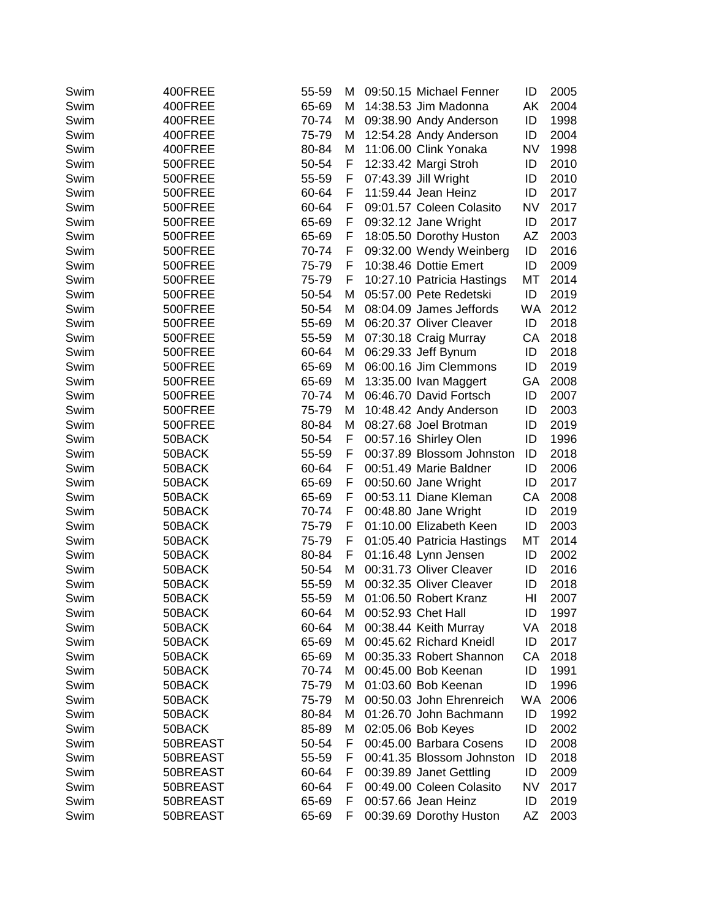| | | | | | | | |
|---|---|---|---|---|---|---|---|
| Swim | 400FREE | 55-59 | M | 09:50.15 | Michael Fenner | ID | 2005 |
| Swim | 400FREE | 65-69 | M | 14:38.53 | Jim Madonna | AK | 2004 |
| Swim | 400FREE | 70-74 | M | 09:38.90 | Andy Anderson | ID | 1998 |
| Swim | 400FREE | 75-79 | M | 12:54.28 | Andy Anderson | ID | 2004 |
| Swim | 400FREE | 80-84 | M | 11:06.00 | Clink Yonaka | NV | 1998 |
| Swim | 500FREE | 50-54 | F | 12:33.42 | Margi Stroh | ID | 2010 |
| Swim | 500FREE | 55-59 | F | 07:43.39 | Jill Wright | ID | 2010 |
| Swim | 500FREE | 60-64 | F | 11:59.44 | Jean Heinz | ID | 2017 |
| Swim | 500FREE | 60-64 | F | 09:01.57 | Coleen Colasito | NV | 2017 |
| Swim | 500FREE | 65-69 | F | 09:32.12 | Jane Wright | ID | 2017 |
| Swim | 500FREE | 65-69 | F | 18:05.50 | Dorothy Huston | AZ | 2003 |
| Swim | 500FREE | 70-74 | F | 09:32.00 | Wendy Weinberg | ID | 2016 |
| Swim | 500FREE | 75-79 | F | 10:38.46 | Dottie Emert | ID | 2009 |
| Swim | 500FREE | 75-79 | F | 10:27.10 | Patricia Hastings | MT | 2014 |
| Swim | 500FREE | 50-54 | M | 05:57.00 | Pete Redetski | ID | 2019 |
| Swim | 500FREE | 50-54 | M | 08:04.09 | James Jeffords | WA | 2012 |
| Swim | 500FREE | 55-69 | M | 06:20.37 | Oliver Cleaver | ID | 2018 |
| Swim | 500FREE | 55-59 | M | 07:30.18 | Craig Murray | CA | 2018 |
| Swim | 500FREE | 60-64 | M | 06:29.33 | Jeff Bynum | ID | 2018 |
| Swim | 500FREE | 65-69 | M | 06:00.16 | Jim Clemmons | ID | 2019 |
| Swim | 500FREE | 65-69 | M | 13:35.00 | Ivan Maggert | GA | 2008 |
| Swim | 500FREE | 70-74 | M | 06:46.70 | David Fortsch | ID | 2007 |
| Swim | 500FREE | 75-79 | M | 10:48.42 | Andy Anderson | ID | 2003 |
| Swim | 500FREE | 80-84 | M | 08:27.68 | Joel Brotman | ID | 2019 |
| Swim | 50BACK | 50-54 | F | 00:57.16 | Shirley Olen | ID | 1996 |
| Swim | 50BACK | 55-59 | F | 00:37.89 | Blossom Johnston | ID | 2018 |
| Swim | 50BACK | 60-64 | F | 00:51.49 | Marie Baldner | ID | 2006 |
| Swim | 50BACK | 65-69 | F | 00:50.60 | Jane Wright | ID | 2017 |
| Swim | 50BACK | 65-69 | F | 00:53.11 | Diane Kleman | CA | 2008 |
| Swim | 50BACK | 70-74 | F | 00:48.80 | Jane Wright | ID | 2019 |
| Swim | 50BACK | 75-79 | F | 01:10.00 | Elizabeth Keen | ID | 2003 |
| Swim | 50BACK | 75-79 | F | 01:05.40 | Patricia Hastings | MT | 2014 |
| Swim | 50BACK | 80-84 | F | 01:16.48 | Lynn Jensen | ID | 2002 |
| Swim | 50BACK | 50-54 | M | 00:31.73 | Oliver Cleaver | ID | 2016 |
| Swim | 50BACK | 55-59 | M | 00:32.35 | Oliver Cleaver | ID | 2018 |
| Swim | 50BACK | 55-59 | M | 01:06.50 | Robert Kranz | HI | 2007 |
| Swim | 50BACK | 60-64 | M | 00:52.93 | Chet Hall | ID | 1997 |
| Swim | 50BACK | 60-64 | M | 00:38.44 | Keith Murray | VA | 2018 |
| Swim | 50BACK | 65-69 | M | 00:45.62 | Richard Kneidl | ID | 2017 |
| Swim | 50BACK | 65-69 | M | 00:35.33 | Robert Shannon | CA | 2018 |
| Swim | 50BACK | 70-74 | M | 00:45.00 | Bob Keenan | ID | 1991 |
| Swim | 50BACK | 75-79 | M | 01:03.60 | Bob Keenan | ID | 1996 |
| Swim | 50BACK | 75-79 | M | 00:50.03 | John Ehrenreich | WA | 2006 |
| Swim | 50BACK | 80-84 | M | 01:26.70 | John Bachmann | ID | 1992 |
| Swim | 50BACK | 85-89 | M | 02:05.06 | Bob Keyes | ID | 2002 |
| Swim | 50BREAST | 50-54 | F | 00:45.00 | Barbara Cosens | ID | 2008 |
| Swim | 50BREAST | 55-59 | F | 00:41.35 | Blossom Johnston | ID | 2018 |
| Swim | 50BREAST | 60-64 | F | 00:39.89 | Janet Gettling | ID | 2009 |
| Swim | 50BREAST | 60-64 | F | 00:49.00 | Coleen Colasito | NV | 2017 |
| Swim | 50BREAST | 65-69 | F | 00:57.66 | Jean Heinz | ID | 2019 |
| Swim | 50BREAST | 65-69 | F | 00:39.69 | Dorothy Huston | AZ | 2003 |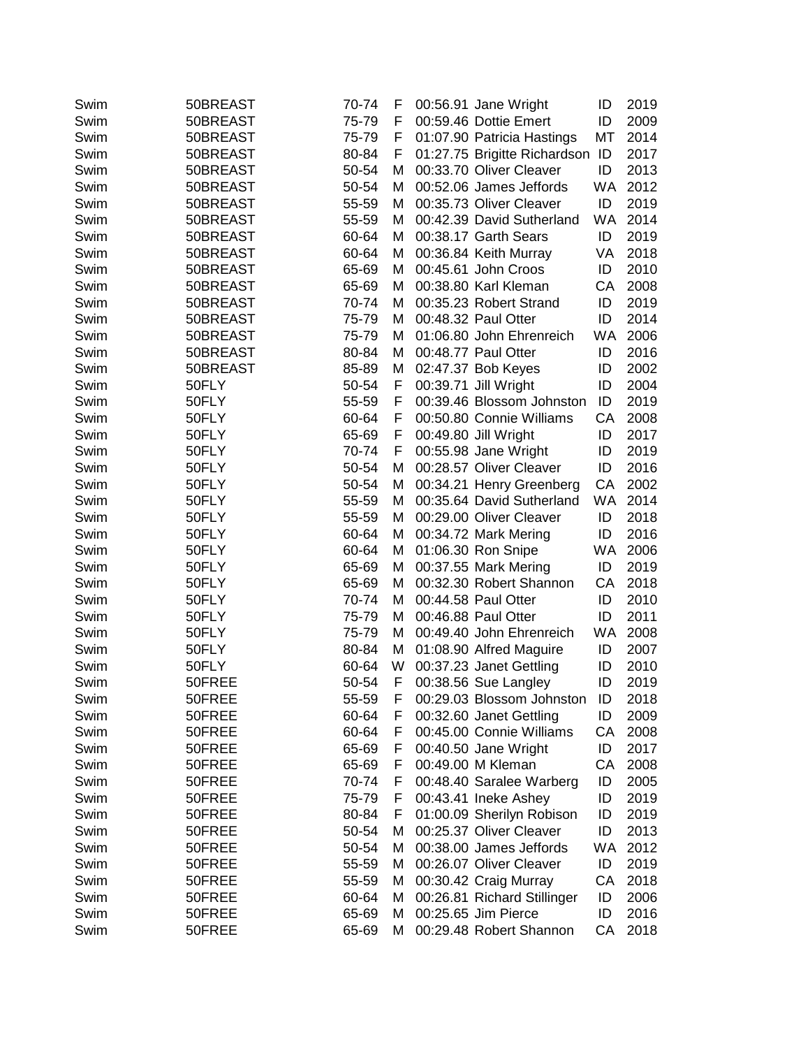| | | | | | | | |
|---|---|---|---|---|---|---|---|
| Swim | 50BREAST | 70-74 | F | 00:56.91 | Jane Wright | ID | 2019 |
| Swim | 50BREAST | 75-79 | F | 00:59.46 | Dottie Emert | ID | 2009 |
| Swim | 50BREAST | 75-79 | F | 01:07.90 | Patricia Hastings | MT | 2014 |
| Swim | 50BREAST | 80-84 | F | 01:27.75 | Brigitte Richardson | ID | 2017 |
| Swim | 50BREAST | 50-54 | M | 00:33.70 | Oliver Cleaver | ID | 2013 |
| Swim | 50BREAST | 50-54 | M | 00:52.06 | James Jeffords | WA | 2012 |
| Swim | 50BREAST | 55-59 | M | 00:35.73 | Oliver Cleaver | ID | 2019 |
| Swim | 50BREAST | 55-59 | M | 00:42.39 | David Sutherland | WA | 2014 |
| Swim | 50BREAST | 60-64 | M | 00:38.17 | Garth Sears | ID | 2019 |
| Swim | 50BREAST | 60-64 | M | 00:36.84 | Keith Murray | VA | 2018 |
| Swim | 50BREAST | 65-69 | M | 00:45.61 | John Croos | ID | 2010 |
| Swim | 50BREAST | 65-69 | M | 00:38.80 | Karl Kleman | CA | 2008 |
| Swim | 50BREAST | 70-74 | M | 00:35.23 | Robert Strand | ID | 2019 |
| Swim | 50BREAST | 75-79 | M | 00:48.32 | Paul Otter | ID | 2014 |
| Swim | 50BREAST | 75-79 | M | 01:06.80 | John Ehrenreich | WA | 2006 |
| Swim | 50BREAST | 80-84 | M | 00:48.77 | Paul Otter | ID | 2016 |
| Swim | 50BREAST | 85-89 | M | 02:47.37 | Bob Keyes | ID | 2002 |
| Swim | 50FLY | 50-54 | F | 00:39.71 | Jill Wright | ID | 2004 |
| Swim | 50FLY | 55-59 | F | 00:39.46 | Blossom Johnston | ID | 2019 |
| Swim | 50FLY | 60-64 | F | 00:50.80 | Connie Williams | CA | 2008 |
| Swim | 50FLY | 65-69 | F | 00:49.80 | Jill Wright | ID | 2017 |
| Swim | 50FLY | 70-74 | F | 00:55.98 | Jane Wright | ID | 2019 |
| Swim | 50FLY | 50-54 | M | 00:28.57 | Oliver Cleaver | ID | 2016 |
| Swim | 50FLY | 50-54 | M | 00:34.21 | Henry Greenberg | CA | 2002 |
| Swim | 50FLY | 55-59 | M | 00:35.64 | David Sutherland | WA | 2014 |
| Swim | 50FLY | 55-59 | M | 00:29.00 | Oliver Cleaver | ID | 2018 |
| Swim | 50FLY | 60-64 | M | 00:34.72 | Mark Mering | ID | 2016 |
| Swim | 50FLY | 60-64 | M | 01:06.30 | Ron Snipe | WA | 2006 |
| Swim | 50FLY | 65-69 | M | 00:37.55 | Mark Mering | ID | 2019 |
| Swim | 50FLY | 65-69 | M | 00:32.30 | Robert Shannon | CA | 2018 |
| Swim | 50FLY | 70-74 | M | 00:44.58 | Paul Otter | ID | 2010 |
| Swim | 50FLY | 75-79 | M | 00:46.88 | Paul Otter | ID | 2011 |
| Swim | 50FLY | 75-79 | M | 00:49.40 | John Ehrenreich | WA | 2008 |
| Swim | 50FLY | 80-84 | M | 01:08.90 | Alfred Maguire | ID | 2007 |
| Swim | 50FLY | 60-64 | W | 00:37.23 | Janet Gettling | ID | 2010 |
| Swim | 50FREE | 50-54 | F | 00:38.56 | Sue Langley | ID | 2019 |
| Swim | 50FREE | 55-59 | F | 00:29.03 | Blossom Johnston | ID | 2018 |
| Swim | 50FREE | 60-64 | F | 00:32.60 | Janet Gettling | ID | 2009 |
| Swim | 50FREE | 60-64 | F | 00:45.00 | Connie Williams | CA | 2008 |
| Swim | 50FREE | 65-69 | F | 00:40.50 | Jane Wright | ID | 2017 |
| Swim | 50FREE | 65-69 | F | 00:49.00 | M Kleman | CA | 2008 |
| Swim | 50FREE | 70-74 | F | 00:48.40 | Saralee Warberg | ID | 2005 |
| Swim | 50FREE | 75-79 | F | 00:43.41 | Ineke Ashey | ID | 2019 |
| Swim | 50FREE | 80-84 | F | 01:00.09 | Sherilyn Robison | ID | 2019 |
| Swim | 50FREE | 50-54 | M | 00:25.37 | Oliver Cleaver | ID | 2013 |
| Swim | 50FREE | 50-54 | M | 00:38.00 | James Jeffords | WA | 2012 |
| Swim | 50FREE | 55-59 | M | 00:26.07 | Oliver Cleaver | ID | 2019 |
| Swim | 50FREE | 55-59 | M | 00:30.42 | Craig Murray | CA | 2018 |
| Swim | 50FREE | 60-64 | M | 00:26.81 | Richard Stillinger | ID | 2006 |
| Swim | 50FREE | 65-69 | M | 00:25.65 | Jim Pierce | ID | 2016 |
| Swim | 50FREE | 65-69 | M | 00:29.48 | Robert Shannon | CA | 2018 |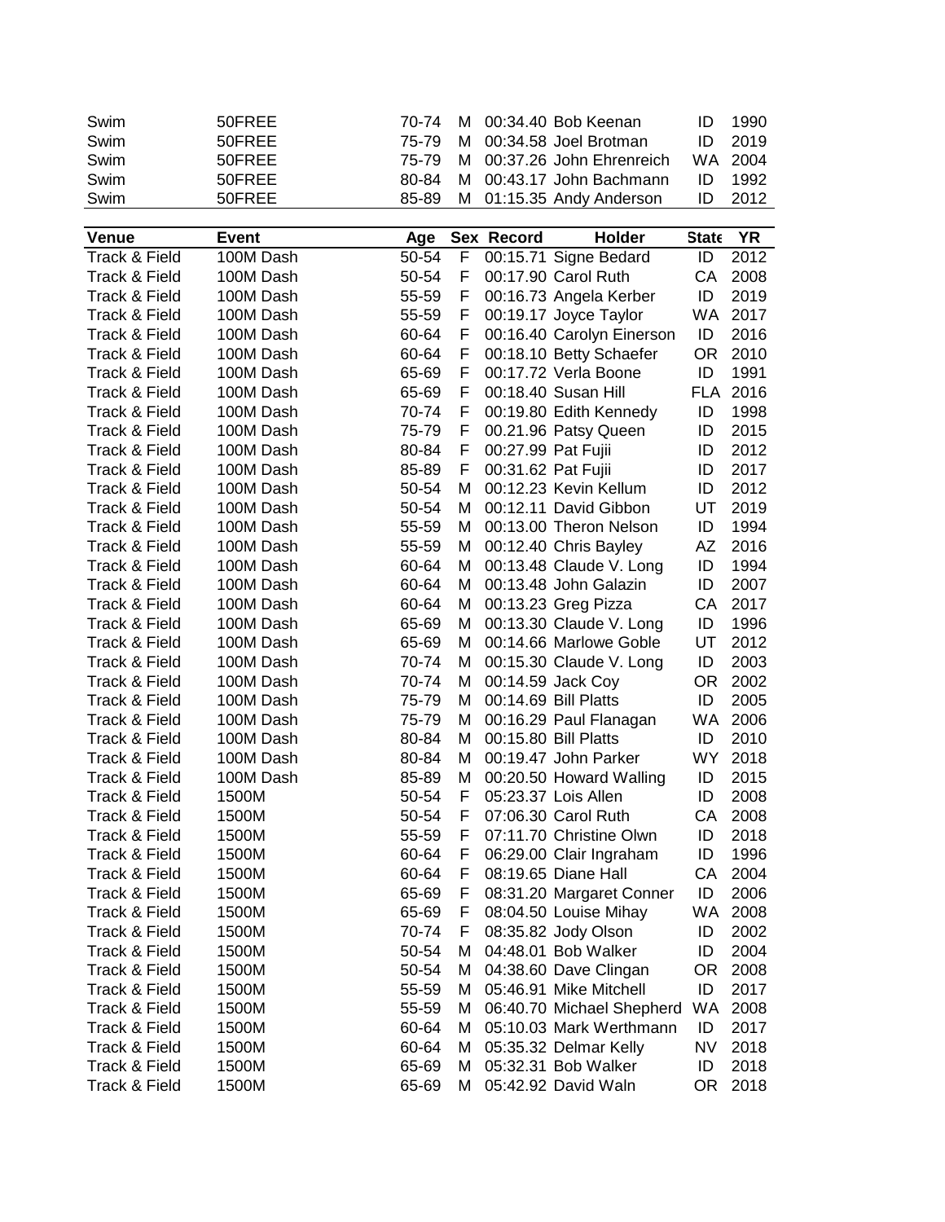| Swim | 50FREE | 70-74 | M | 00:34.40 | Bob Keenan | ID | 1990 |
|---|---|---|---|---|---|---|---|
| Swim | 50FREE | 75-79 | M | 00:34.58 | Joel Brotman | ID | 2019 |
| Swim | 50FREE | 75-79 | M | 00:37.26 | John Ehrenreich | WA | 2004 |
| Swim | 50FREE | 80-84 | M | 00:43.17 | John Bachmann | ID | 1992 |
| Swim | 50FREE | 85-89 | M | 01:15.35 | Andy Anderson | ID | 2012 |

| Venue | Event | Age | Sex | Record | Holder | State | YR |
|---|---|---|---|---|---|---|---|
| Track & Field | 100M Dash | 50-54 | F | 00:15.71 | Signe Bedard | ID | 2012 |
| Track & Field | 100M Dash | 50-54 | F | 00:17.90 | Carol Ruth | CA | 2008 |
| Track & Field | 100M Dash | 55-59 | F | 00:16.73 | Angela Kerber | ID | 2019 |
| Track & Field | 100M Dash | 55-59 | F | 00:19.17 | Joyce Taylor | WA | 2017 |
| Track & Field | 100M Dash | 60-64 | F | 00:16.40 | Carolyn Einerson | ID | 2016 |
| Track & Field | 100M Dash | 60-64 | F | 00:18.10 | Betty Schaefer | OR | 2010 |
| Track & Field | 100M Dash | 65-69 | F | 00:17.72 | Verla Boone | ID | 1991 |
| Track & Field | 100M Dash | 65-69 | F | 00:18.40 | Susan Hill | FLA | 2016 |
| Track & Field | 100M Dash | 70-74 | F | 00:19.80 | Edith Kennedy | ID | 1998 |
| Track & Field | 100M Dash | 75-79 | F | 00.21.96 | Patsy Queen | ID | 2015 |
| Track & Field | 100M Dash | 80-84 | F | 00:27.99 | Pat Fujii | ID | 2012 |
| Track & Field | 100M Dash | 85-89 | F | 00:31.62 | Pat Fujii | ID | 2017 |
| Track & Field | 100M Dash | 50-54 | M | 00:12.23 | Kevin Kellum | ID | 2012 |
| Track & Field | 100M Dash | 50-54 | M | 00:12.11 | David Gibbon | UT | 2019 |
| Track & Field | 100M Dash | 55-59 | M | 00:13.00 | Theron Nelson | ID | 1994 |
| Track & Field | 100M Dash | 55-59 | M | 00:12.40 | Chris Bayley | AZ | 2016 |
| Track & Field | 100M Dash | 60-64 | M | 00:13.48 | Claude V. Long | ID | 1994 |
| Track & Field | 100M Dash | 60-64 | M | 00:13.48 | John Galazin | ID | 2007 |
| Track & Field | 100M Dash | 60-64 | M | 00:13.23 | Greg Pizza | CA | 2017 |
| Track & Field | 100M Dash | 65-69 | M | 00:13.30 | Claude V. Long | ID | 1996 |
| Track & Field | 100M Dash | 65-69 | M | 00:14.66 | Marlowe Goble | UT | 2012 |
| Track & Field | 100M Dash | 70-74 | M | 00:15.30 | Claude V. Long | ID | 2003 |
| Track & Field | 100M Dash | 70-74 | M | 00:14.59 | Jack Coy | OR | 2002 |
| Track & Field | 100M Dash | 75-79 | M | 00:14.69 | Bill Platts | ID | 2005 |
| Track & Field | 100M Dash | 75-79 | M | 00:16.29 | Paul Flanagan | WA | 2006 |
| Track & Field | 100M Dash | 80-84 | M | 00:15.80 | Bill Platts | ID | 2010 |
| Track & Field | 100M Dash | 80-84 | M | 00:19.47 | John Parker | WY | 2018 |
| Track & Field | 100M Dash | 85-89 | M | 00:20.50 | Howard Walling | ID | 2015 |
| Track & Field | 1500M | 50-54 | F | 05:23.37 | Lois Allen | ID | 2008 |
| Track & Field | 1500M | 50-54 | F | 07:06.30 | Carol Ruth | CA | 2008 |
| Track & Field | 1500M | 55-59 | F | 07:11.70 | Christine Olwn | ID | 2018 |
| Track & Field | 1500M | 60-64 | F | 06:29.00 | Clair Ingraham | ID | 1996 |
| Track & Field | 1500M | 60-64 | F | 08:19.65 | Diane Hall | CA | 2004 |
| Track & Field | 1500M | 65-69 | F | 08:31.20 | Margaret Conner | ID | 2006 |
| Track & Field | 1500M | 65-69 | F | 08:04.50 | Louise Mihay | WA | 2008 |
| Track & Field | 1500M | 70-74 | F | 08:35.82 | Jody Olson | ID | 2002 |
| Track & Field | 1500M | 50-54 | M | 04:48.01 | Bob Walker | ID | 2004 |
| Track & Field | 1500M | 50-54 | M | 04:38.60 | Dave Clingan | OR | 2008 |
| Track & Field | 1500M | 55-59 | M | 05:46.91 | Mike Mitchell | ID | 2017 |
| Track & Field | 1500M | 55-59 | M | 06:40.70 | Michael Shepherd | WA | 2008 |
| Track & Field | 1500M | 60-64 | M | 05:10.03 | Mark Werthmann | ID | 2017 |
| Track & Field | 1500M | 60-64 | M | 05:35.32 | Delmar Kelly | NV | 2018 |
| Track & Field | 1500M | 65-69 | M | 05:32.31 | Bob Walker | ID | 2018 |
| Track & Field | 1500M | 65-69 | M | 05:42.92 | David Waln | OR | 2018 |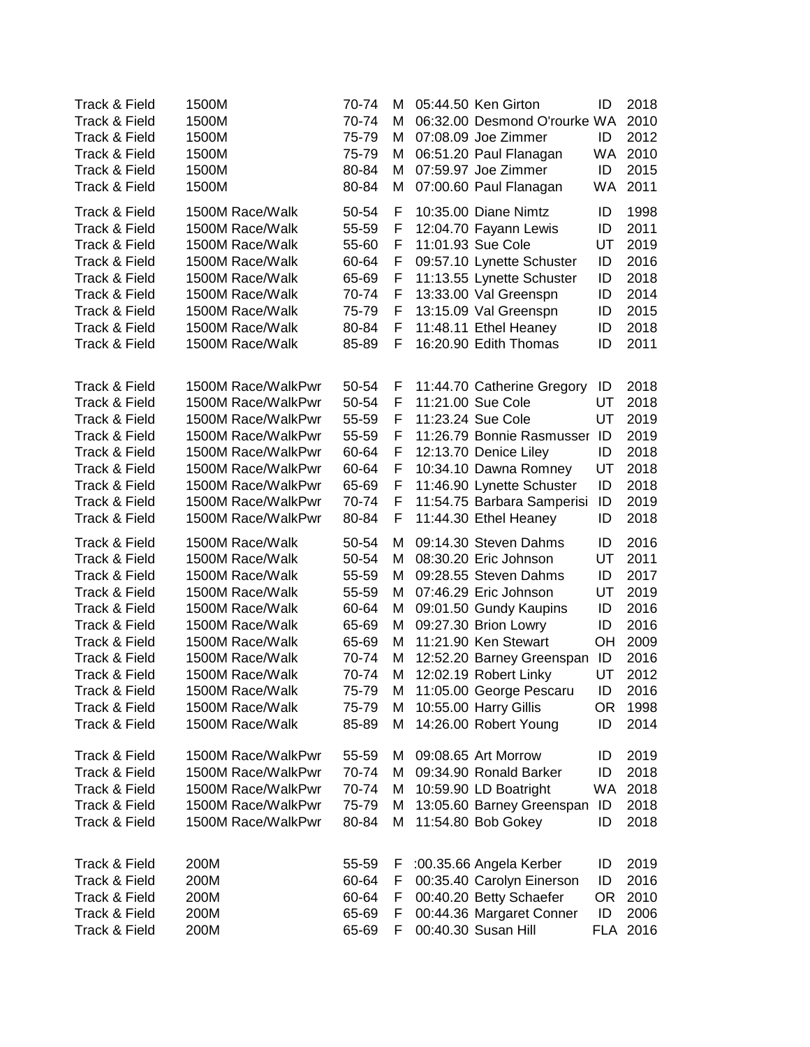| | | | | | | | |
|---|---|---|---|---|---|---|---|
| Track & Field | 1500M | 70-74 | M | 05:44.50 | Ken Girton | ID | 2018 |
| Track & Field | 1500M | 70-74 | M | 06:32.00 | Desmond O'rourke | WA | 2010 |
| Track & Field | 1500M | 75-79 | M | 07:08.09 | Joe Zimmer | ID | 2012 |
| Track & Field | 1500M | 75-79 | M | 06:51.20 | Paul Flanagan | WA | 2010 |
| Track & Field | 1500M | 80-84 | M | 07:59.97 | Joe Zimmer | ID | 2015 |
| Track & Field | 1500M | 80-84 | M | 07:00.60 | Paul Flanagan | WA | 2011 |
| Track & Field | 1500M Race/Walk | 50-54 | F | 10:35.00 | Diane Nimtz | ID | 1998 |
| Track & Field | 1500M Race/Walk | 55-59 | F | 12:04.70 | Fayann Lewis | ID | 2011 |
| Track & Field | 1500M Race/Walk | 55-60 | F | 11:01.93 | Sue Cole | UT | 2019 |
| Track & Field | 1500M Race/Walk | 60-64 | F | 09:57.10 | Lynette Schuster | ID | 2016 |
| Track & Field | 1500M Race/Walk | 65-69 | F | 11:13.55 | Lynette Schuster | ID | 2018 |
| Track & Field | 1500M Race/Walk | 70-74 | F | 13:33.00 | Val Greenspn | ID | 2014 |
| Track & Field | 1500M Race/Walk | 75-79 | F | 13:15.09 | Val Greenspn | ID | 2015 |
| Track & Field | 1500M Race/Walk | 80-84 | F | 11:48.11 | Ethel Heaney | ID | 2018 |
| Track & Field | 1500M Race/Walk | 85-89 | F | 16:20.90 | Edith Thomas | ID | 2011 |
| Track & Field | 1500M Race/WalkPwr | 50-54 | F | 11:44.70 | Catherine Gregory | ID | 2018 |
| Track & Field | 1500M Race/WalkPwr | 50-54 | F | 11:21.00 | Sue Cole | UT | 2018 |
| Track & Field | 1500M Race/WalkPwr | 55-59 | F | 11:23.24 | Sue Cole | UT | 2019 |
| Track & Field | 1500M Race/WalkPwr | 55-59 | F | 11:26.79 | Bonnie Rasmusser | ID | 2019 |
| Track & Field | 1500M Race/WalkPwr | 60-64 | F | 12:13.70 | Denice Liley | ID | 2018 |
| Track & Field | 1500M Race/WalkPwr | 60-64 | F | 10:34.10 | Dawna Romney | UT | 2018 |
| Track & Field | 1500M Race/WalkPwr | 65-69 | F | 11:46.90 | Lynette Schuster | ID | 2018 |
| Track & Field | 1500M Race/WalkPwr | 70-74 | F | 11:54.75 | Barbara Samperisi | ID | 2019 |
| Track & Field | 1500M Race/WalkPwr | 80-84 | F | 11:44.30 | Ethel Heaney | ID | 2018 |
| Track & Field | 1500M Race/Walk | 50-54 | M | 09:14.30 | Steven Dahms | ID | 2016 |
| Track & Field | 1500M Race/Walk | 50-54 | M | 08:30.20 | Eric Johnson | UT | 2011 |
| Track & Field | 1500M Race/Walk | 55-59 | M | 09:28.55 | Steven Dahms | ID | 2017 |
| Track & Field | 1500M Race/Walk | 55-59 | M | 07:46.29 | Eric Johnson | UT | 2019 |
| Track & Field | 1500M Race/Walk | 60-64 | M | 09:01.50 | Gundy Kaupins | ID | 2016 |
| Track & Field | 1500M Race/Walk | 65-69 | M | 09:27.30 | Brion Lowry | ID | 2016 |
| Track & Field | 1500M Race/Walk | 65-69 | M | 11:21.90 | Ken Stewart | OH | 2009 |
| Track & Field | 1500M Race/Walk | 70-74 | M | 12:52.20 | Barney Greenspan | ID | 2016 |
| Track & Field | 1500M Race/Walk | 70-74 | M | 12:02.19 | Robert Linky | UT | 2012 |
| Track & Field | 1500M Race/Walk | 75-79 | M | 11:05.00 | George Pescaru | ID | 2016 |
| Track & Field | 1500M Race/Walk | 75-79 | M | 10:55.00 | Harry Gillis | OR | 1998 |
| Track & Field | 1500M Race/Walk | 85-89 | M | 14:26.00 | Robert Young | ID | 2014 |
| Track & Field | 1500M Race/WalkPwr | 55-59 | M | 09:08.65 | Art Morrow | ID | 2019 |
| Track & Field | 1500M Race/WalkPwr | 70-74 | M | 09:34.90 | Ronald Barker | ID | 2018 |
| Track & Field | 1500M Race/WalkPwr | 70-74 | M | 10:59.90 | LD Boatright | WA | 2018 |
| Track & Field | 1500M Race/WalkPwr | 75-79 | M | 13:05.60 | Barney Greenspan | ID | 2018 |
| Track & Field | 1500M Race/WalkPwr | 80-84 | M | 11:54.80 | Bob Gokey | ID | 2018 |
| Track & Field | 200M | 55-59 | F | :00.35.66 | Angela Kerber | ID | 2019 |
| Track & Field | 200M | 60-64 | F | 00:35.40 | Carolyn Einerson | ID | 2016 |
| Track & Field | 200M | 60-64 | F | 00:40.20 | Betty Schaefer | OR | 2010 |
| Track & Field | 200M | 65-69 | F | 00:44.36 | Margaret Conner | ID | 2006 |
| Track & Field | 200M | 65-69 | F | 00:40.30 | Susan Hill | FLA | 2016 |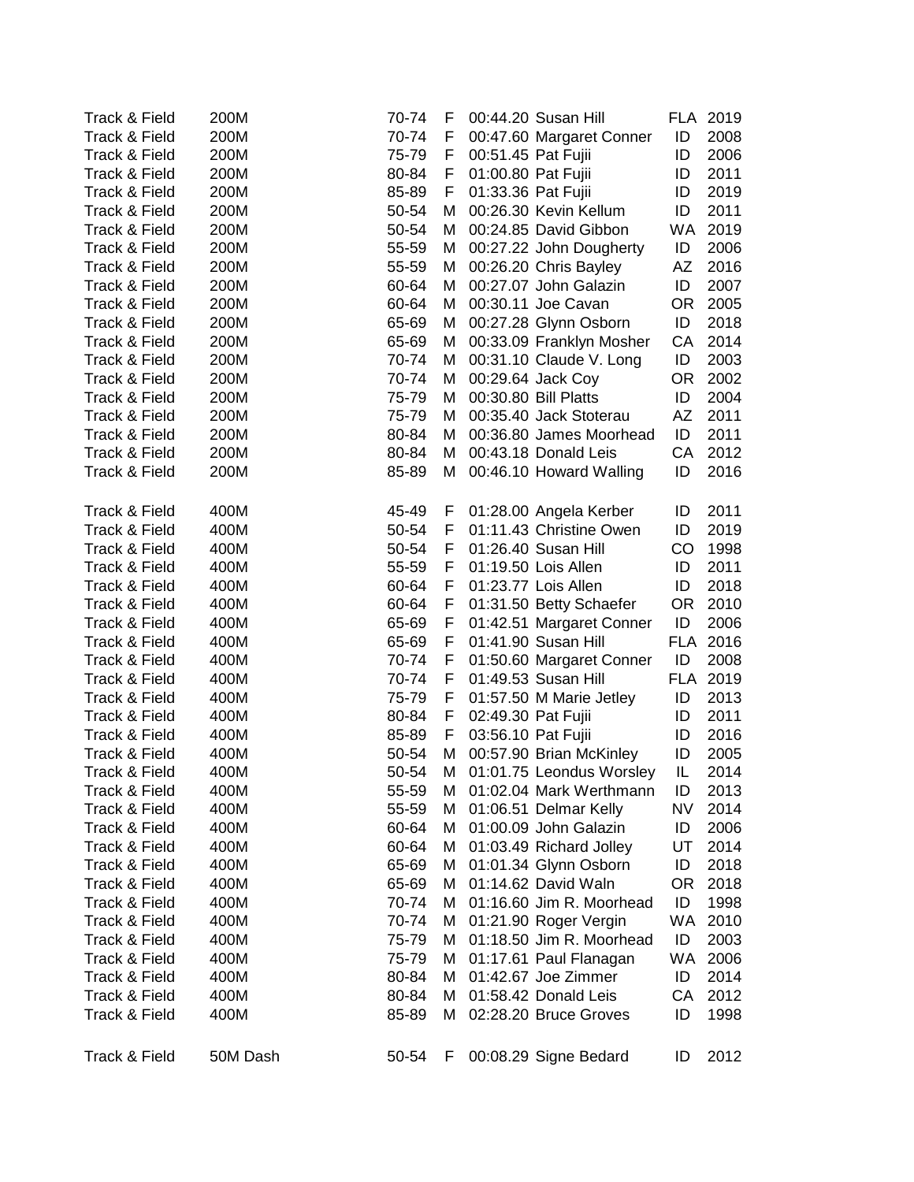| | | | | | | | |
|---|---|---|---|---|---|---|---|
| Track & Field | 200M | 70-74 | F | 00:44.20 | Susan Hill | FLA | 2019 |
| Track & Field | 200M | 70-74 | F | 00:47.60 | Margaret Conner | ID | 2008 |
| Track & Field | 200M | 75-79 | F | 00:51.45 | Pat Fujii | ID | 2006 |
| Track & Field | 200M | 80-84 | F | 01:00.80 | Pat Fujii | ID | 2011 |
| Track & Field | 200M | 85-89 | F | 01:33.36 | Pat Fujii | ID | 2019 |
| Track & Field | 200M | 50-54 | M | 00:26.30 | Kevin Kellum | ID | 2011 |
| Track & Field | 200M | 50-54 | M | 00:24.85 | David Gibbon | WA | 2019 |
| Track & Field | 200M | 55-59 | M | 00:27.22 | John Dougherty | ID | 2006 |
| Track & Field | 200M | 55-59 | M | 00:26.20 | Chris Bayley | AZ | 2016 |
| Track & Field | 200M | 60-64 | M | 00:27.07 | John Galazin | ID | 2007 |
| Track & Field | 200M | 60-64 | M | 00:30.11 | Joe Cavan | OR | 2005 |
| Track & Field | 200M | 65-69 | M | 00:27.28 | Glynn Osborn | ID | 2018 |
| Track & Field | 200M | 65-69 | M | 00:33.09 | Franklyn Mosher | CA | 2014 |
| Track & Field | 200M | 70-74 | M | 00:31.10 | Claude V. Long | ID | 2003 |
| Track & Field | 200M | 70-74 | M | 00:29.64 | Jack Coy | OR | 2002 |
| Track & Field | 200M | 75-79 | M | 00:30.80 | Bill Platts | ID | 2004 |
| Track & Field | 200M | 75-79 | M | 00:35.40 | Jack Stoterau | AZ | 2011 |
| Track & Field | 200M | 80-84 | M | 00:36.80 | James Moorhead | ID | 2011 |
| Track & Field | 200M | 80-84 | M | 00:43.18 | Donald Leis | CA | 2012 |
| Track & Field | 200M | 85-89 | M | 00:46.10 | Howard Walling | ID | 2016 |
| | | | | | | | |
| Track & Field | 400M | 45-49 | F | 01:28.00 | Angela Kerber | ID | 2011 |
| Track & Field | 400M | 50-54 | F | 01:11.43 | Christine Owen | ID | 2019 |
| Track & Field | 400M | 50-54 | F | 01:26.40 | Susan Hill | CO | 1998 |
| Track & Field | 400M | 55-59 | F | 01:19.50 | Lois Allen | ID | 2011 |
| Track & Field | 400M | 60-64 | F | 01:23.77 | Lois Allen | ID | 2018 |
| Track & Field | 400M | 60-64 | F | 01:31.50 | Betty Schaefer | OR | 2010 |
| Track & Field | 400M | 65-69 | F | 01:42.51 | Margaret Conner | ID | 2006 |
| Track & Field | 400M | 65-69 | F | 01:41.90 | Susan Hill | FLA | 2016 |
| Track & Field | 400M | 70-74 | F | 01:50.60 | Margaret Conner | ID | 2008 |
| Track & Field | 400M | 70-74 | F | 01:49.53 | Susan Hill | FLA | 2019 |
| Track & Field | 400M | 75-79 | F | 01:57.50 | M Marie Jetley | ID | 2013 |
| Track & Field | 400M | 80-84 | F | 02:49.30 | Pat Fujii | ID | 2011 |
| Track & Field | 400M | 85-89 | F | 03:56.10 | Pat Fujii | ID | 2016 |
| Track & Field | 400M | 50-54 | M | 00:57.90 | Brian McKinley | ID | 2005 |
| Track & Field | 400M | 50-54 | M | 01:01.75 | Leondus Worsley | IL | 2014 |
| Track & Field | 400M | 55-59 | M | 01:02.04 | Mark Werthmann | ID | 2013 |
| Track & Field | 400M | 55-59 | M | 01:06.51 | Delmar Kelly | NV | 2014 |
| Track & Field | 400M | 60-64 | M | 01:00.09 | John Galazin | ID | 2006 |
| Track & Field | 400M | 60-64 | M | 01:03.49 | Richard Jolley | UT | 2014 |
| Track & Field | 400M | 65-69 | M | 01:01.34 | Glynn Osborn | ID | 2018 |
| Track & Field | 400M | 65-69 | M | 01:14.62 | David Waln | OR | 2018 |
| Track & Field | 400M | 70-74 | M | 01:16.60 | Jim R. Moorhead | ID | 1998 |
| Track & Field | 400M | 70-74 | M | 01:21.90 | Roger Vergin | WA | 2010 |
| Track & Field | 400M | 75-79 | M | 01:18.50 | Jim R. Moorhead | ID | 2003 |
| Track & Field | 400M | 75-79 | M | 01:17.61 | Paul Flanagan | WA | 2006 |
| Track & Field | 400M | 80-84 | M | 01:42.67 | Joe Zimmer | ID | 2014 |
| Track & Field | 400M | 80-84 | M | 01:58.42 | Donald Leis | CA | 2012 |
| Track & Field | 400M | 85-89 | M | 02:28.20 | Bruce Groves | ID | 1998 |
| | | | | | | | |
| Track & Field | 50M Dash | 50-54 | F | 00:08.29 | Signe Bedard | ID | 2012 |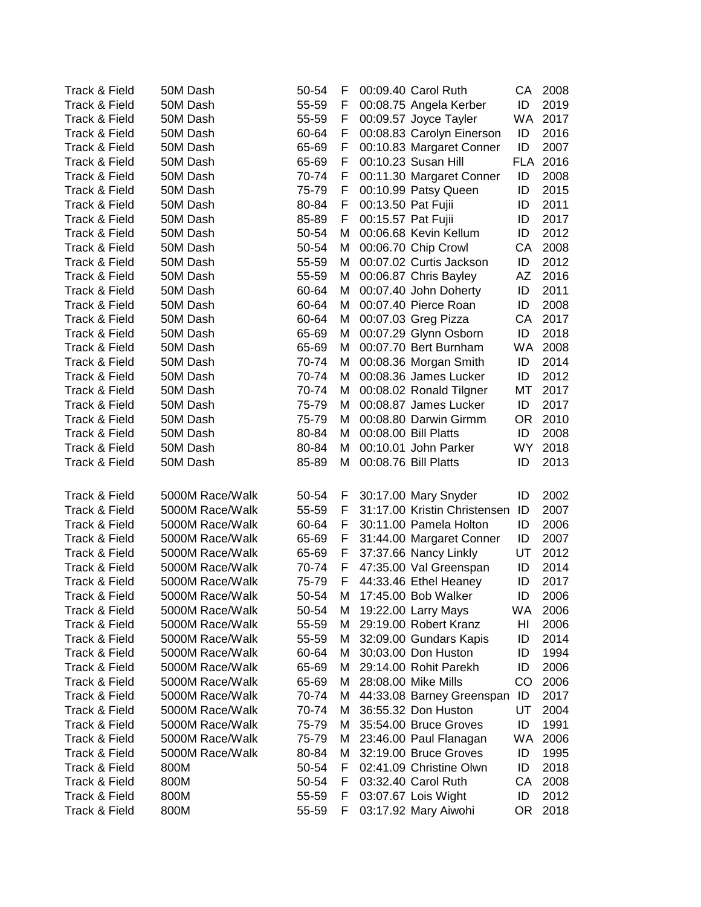| | | | | | | | |
|---|---|---|---|---|---|---|---|
| Track & Field | 50M Dash | 50-54 | F | 00:09.40 | Carol Ruth | CA | 2008 |
| Track & Field | 50M Dash | 55-59 | F | 00:08.75 | Angela Kerber | ID | 2019 |
| Track & Field | 50M Dash | 55-59 | F | 00:09.57 | Joyce Tayler | WA | 2017 |
| Track & Field | 50M Dash | 60-64 | F | 00:08.83 | Carolyn Einerson | ID | 2016 |
| Track & Field | 50M Dash | 65-69 | F | 00:10.83 | Margaret Conner | ID | 2007 |
| Track & Field | 50M Dash | 65-69 | F | 00:10.23 | Susan Hill | FLA | 2016 |
| Track & Field | 50M Dash | 70-74 | F | 00:11.30 | Margaret Conner | ID | 2008 |
| Track & Field | 50M Dash | 75-79 | F | 00:10.99 | Patsy Queen | ID | 2015 |
| Track & Field | 50M Dash | 80-84 | F | 00:13.50 | Pat Fujii | ID | 2011 |
| Track & Field | 50M Dash | 85-89 | F | 00:15.57 | Pat Fujii | ID | 2017 |
| Track & Field | 50M Dash | 50-54 | M | 00:06.68 | Kevin Kellum | ID | 2012 |
| Track & Field | 50M Dash | 50-54 | M | 00:06.70 | Chip Crowl | CA | 2008 |
| Track & Field | 50M Dash | 55-59 | M | 00:07.02 | Curtis Jackson | ID | 2012 |
| Track & Field | 50M Dash | 55-59 | M | 00:06.87 | Chris Bayley | AZ | 2016 |
| Track & Field | 50M Dash | 60-64 | M | 00:07.40 | John Doherty | ID | 2011 |
| Track & Field | 50M Dash | 60-64 | M | 00:07.40 | Pierce Roan | ID | 2008 |
| Track & Field | 50M Dash | 60-64 | M | 00:07.03 | Greg Pizza | CA | 2017 |
| Track & Field | 50M Dash | 65-69 | M | 00:07.29 | Glynn Osborn | ID | 2018 |
| Track & Field | 50M Dash | 65-69 | M | 00:07.70 | Bert Burnham | WA | 2008 |
| Track & Field | 50M Dash | 70-74 | M | 00:08.36 | Morgan Smith | ID | 2014 |
| Track & Field | 50M Dash | 70-74 | M | 00:08.36 | James Lucker | ID | 2012 |
| Track & Field | 50M Dash | 70-74 | M | 00:08.02 | Ronald Tilgner | MT | 2017 |
| Track & Field | 50M Dash | 75-79 | M | 00:08.87 | James Lucker | ID | 2017 |
| Track & Field | 50M Dash | 75-79 | M | 00:08.80 | Darwin Girmm | OR | 2010 |
| Track & Field | 50M Dash | 80-84 | M | 00:08.00 | Bill Platts | ID | 2008 |
| Track & Field | 50M Dash | 80-84 | M | 00:10.01 | John Parker | WY | 2018 |
| Track & Field | 50M Dash | 85-89 | M | 00:08.76 | Bill Platts | ID | 2013 |
| | | | | | | | |
| Track & Field | 5000M Race/Walk | 50-54 | F | 30:17.00 | Mary Snyder | ID | 2002 |
| Track & Field | 5000M Race/Walk | 55-59 | F | 31:17.00 | Kristin Christensen | ID | 2007 |
| Track & Field | 5000M Race/Walk | 60-64 | F | 30:11.00 | Pamela Holton | ID | 2006 |
| Track & Field | 5000M Race/Walk | 65-69 | F | 31:44.00 | Margaret Conner | ID | 2007 |
| Track & Field | 5000M Race/Walk | 65-69 | F | 37:37.66 | Nancy Linkly | UT | 2012 |
| Track & Field | 5000M Race/Walk | 70-74 | F | 47:35.00 | Val Greenspan | ID | 2014 |
| Track & Field | 5000M Race/Walk | 75-79 | F | 44:33.46 | Ethel Heaney | ID | 2017 |
| Track & Field | 5000M Race/Walk | 50-54 | M | 17:45.00 | Bob Walker | ID | 2006 |
| Track & Field | 5000M Race/Walk | 50-54 | M | 19:22.00 | Larry Mays | WA | 2006 |
| Track & Field | 5000M Race/Walk | 55-59 | M | 29:19.00 | Robert Kranz | HI | 2006 |
| Track & Field | 5000M Race/Walk | 55-59 | M | 32:09.00 | Gundars Kapis | ID | 2014 |
| Track & Field | 5000M Race/Walk | 60-64 | M | 30:03.00 | Don Huston | ID | 1994 |
| Track & Field | 5000M Race/Walk | 65-69 | M | 29:14.00 | Rohit Parekh | ID | 2006 |
| Track & Field | 5000M Race/Walk | 65-69 | M | 28:08.00 | Mike Mills | CO | 2006 |
| Track & Field | 5000M Race/Walk | 70-74 | M | 44:33.08 | Barney Greenspan | ID | 2017 |
| Track & Field | 5000M Race/Walk | 70-74 | M | 36:55.32 | Don Huston | UT | 2004 |
| Track & Field | 5000M Race/Walk | 75-79 | M | 35:54.00 | Bruce Groves | ID | 1991 |
| Track & Field | 5000M Race/Walk | 75-79 | M | 23:46.00 | Paul Flanagan | WA | 2006 |
| Track & Field | 5000M Race/Walk | 80-84 | M | 32:19.00 | Bruce Groves | ID | 1995 |
| Track & Field | 800M | 50-54 | F | 02:41.09 | Christine Olwn | ID | 2018 |
| Track & Field | 800M | 50-54 | F | 03:32.40 | Carol Ruth | CA | 2008 |
| Track & Field | 800M | 55-59 | F | 03:07.67 | Lois Wight | ID | 2012 |
| Track & Field | 800M | 55-59 | F | 03:17.92 | Mary Aiwohi | OR | 2018 |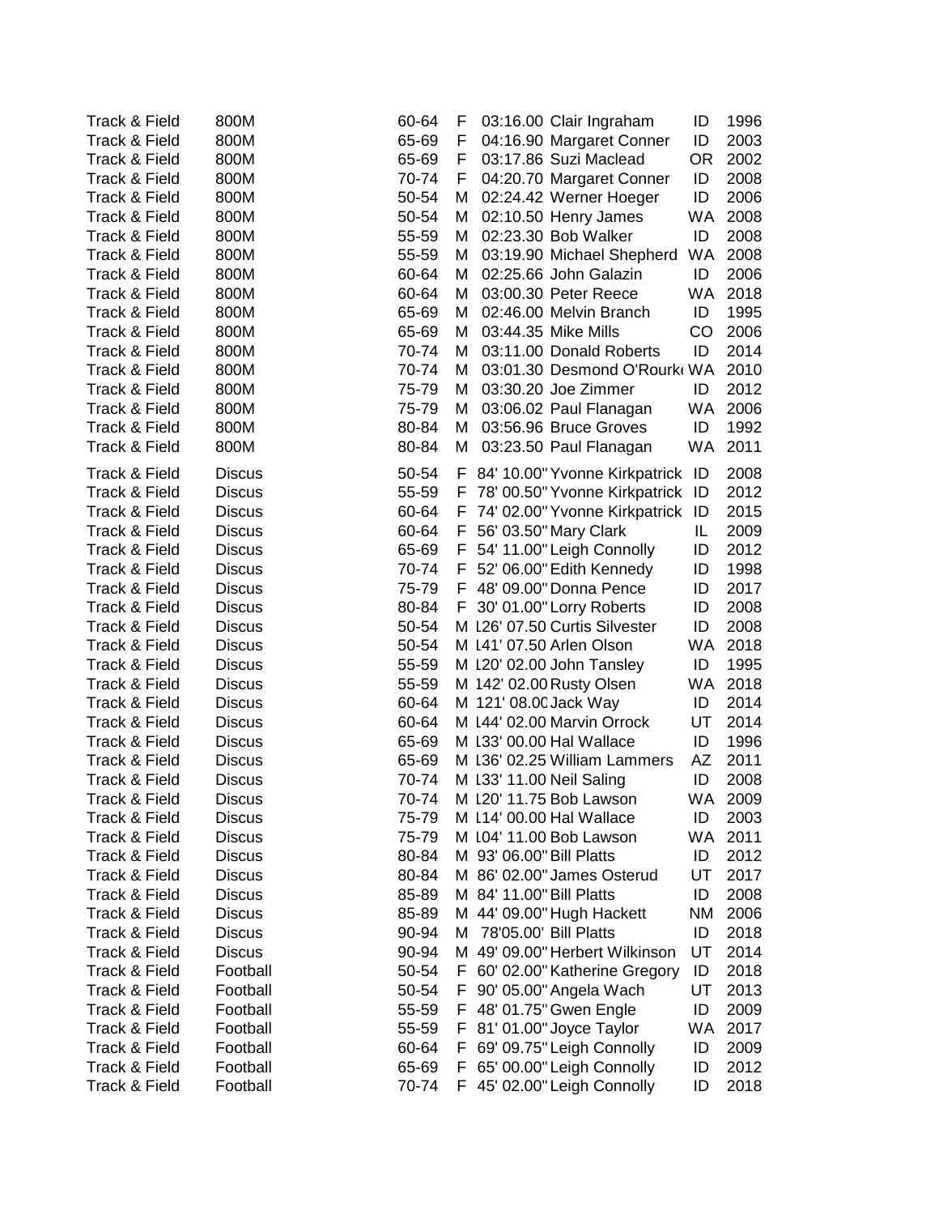| | | | | | | | |
|---|---|---|---|---|---|---|---|
| Track & Field | 800M | 60-64 | F | 03:16.00 | Clair Ingraham | ID | 1996 |
| Track & Field | 800M | 65-69 | F | 04:16.90 | Margaret Conner | ID | 2003 |
| Track & Field | 800M | 65-69 | F | 03:17.86 | Suzi Maclead | OR | 2002 |
| Track & Field | 800M | 70-74 | F | 04:20.70 | Margaret Conner | ID | 2008 |
| Track & Field | 800M | 50-54 | M | 02:24.42 | Werner Hoeger | ID | 2006 |
| Track & Field | 800M | 50-54 | M | 02:10.50 | Henry James | WA | 2008 |
| Track & Field | 800M | 55-59 | M | 02:23.30 | Bob Walker | ID | 2008 |
| Track & Field | 800M | 55-59 | M | 03:19.90 | Michael Shepherd | WA | 2008 |
| Track & Field | 800M | 60-64 | M | 02:25.66 | John Galazin | ID | 2006 |
| Track & Field | 800M | 60-64 | M | 03:00.30 | Peter Reece | WA | 2018 |
| Track & Field | 800M | 65-69 | M | 02:46.00 | Melvin Branch | ID | 1995 |
| Track & Field | 800M | 65-69 | M | 03:44.35 | Mike Mills | CO | 2006 |
| Track & Field | 800M | 70-74 | M | 03:11.00 | Donald Roberts | ID | 2014 |
| Track & Field | 800M | 70-74 | M | 03:01.30 | Desmond O'Rourke | WA | 2010 |
| Track & Field | 800M | 75-79 | M | 03:30.20 | Joe Zimmer | ID | 2012 |
| Track & Field | 800M | 75-79 | M | 03:06.02 | Paul Flanagan | WA | 2006 |
| Track & Field | 800M | 80-84 | M | 03:56.96 | Bruce Groves | ID | 1992 |
| Track & Field | 800M | 80-84 | M | 03:23.50 | Paul Flanagan | WA | 2011 |
| Track & Field | Discus | 50-54 | F | 84' 10.00" | Yvonne Kirkpatrick | ID | 2008 |
| Track & Field | Discus | 55-59 | F | 78' 00.50" | Yvonne Kirkpatrick | ID | 2012 |
| Track & Field | Discus | 60-64 | F | 74' 02.00" | Yvonne Kirkpatrick | ID | 2015 |
| Track & Field | Discus | 60-64 | F | 56' 03.50" | Mary Clark | IL | 2009 |
| Track & Field | Discus | 65-69 | F | 54' 11.00" | Leigh Connolly | ID | 2012 |
| Track & Field | Discus | 70-74 | F | 52' 06.00" | Edith Kennedy | ID | 1998 |
| Track & Field | Discus | 75-79 | F | 48' 09.00" | Donna Pence | ID | 2017 |
| Track & Field | Discus | 80-84 | F | 30' 01.00" | Lorry Roberts | ID | 2008 |
| Track & Field | Discus | 50-54 | M | 126' 07.50 | Curtis Silvester | ID | 2008 |
| Track & Field | Discus | 50-54 | M | 141' 07.50 | Arlen Olson | WA | 2018 |
| Track & Field | Discus | 55-59 | M | 120' 02.00 | John Tansley | ID | 1995 |
| Track & Field | Discus | 55-59 | M | 142' 02.00 | Rusty Olsen | WA | 2018 |
| Track & Field | Discus | 60-64 | M | 121' 08.00 | Jack Way | ID | 2014 |
| Track & Field | Discus | 60-64 | M | 144' 02.00 | Marvin Orrock | UT | 2014 |
| Track & Field | Discus | 65-69 | M | 133' 00.00 | Hal Wallace | ID | 1996 |
| Track & Field | Discus | 65-69 | M | 136' 02.25 | William Lammers | AZ | 2011 |
| Track & Field | Discus | 70-74 | M | 133' 11.00 | Neil Saling | ID | 2008 |
| Track & Field | Discus | 70-74 | M | 120' 11.75 | Bob Lawson | WA | 2009 |
| Track & Field | Discus | 75-79 | M | 114' 00.00 | Hal Wallace | ID | 2003 |
| Track & Field | Discus | 75-79 | M | 104' 11.00 | Bob Lawson | WA | 2011 |
| Track & Field | Discus | 80-84 | M | 93' 06.00" | Bill Platts | ID | 2012 |
| Track & Field | Discus | 80-84 | M | 86' 02.00" | James Osterud | UT | 2017 |
| Track & Field | Discus | 85-89 | M | 84' 11.00" | Bill Platts | ID | 2008 |
| Track & Field | Discus | 85-89 | M | 44' 09.00" | Hugh Hackett | NM | 2006 |
| Track & Field | Discus | 90-94 | M | 78'05.00' | Bill Platts | ID | 2018 |
| Track & Field | Discus | 90-94 | M | 49' 09.00" | Herbert Wilkinson | UT | 2014 |
| Track & Field | Football | 50-54 | F | 60' 02.00" | Katherine Gregory | ID | 2018 |
| Track & Field | Football | 50-54 | F | 90' 05.00" | Angela Wach | UT | 2013 |
| Track & Field | Football | 55-59 | F | 48' 01.75" | Gwen Engle | ID | 2009 |
| Track & Field | Football | 55-59 | F | 81' 01.00" | Joyce Taylor | WA | 2017 |
| Track & Field | Football | 60-64 | F | 69' 09.75" | Leigh Connolly | ID | 2009 |
| Track & Field | Football | 65-69 | F | 65' 00.00" | Leigh Connolly | ID | 2012 |
| Track & Field | Football | 70-74 | F | 45' 02.00" | Leigh Connolly | ID | 2018 |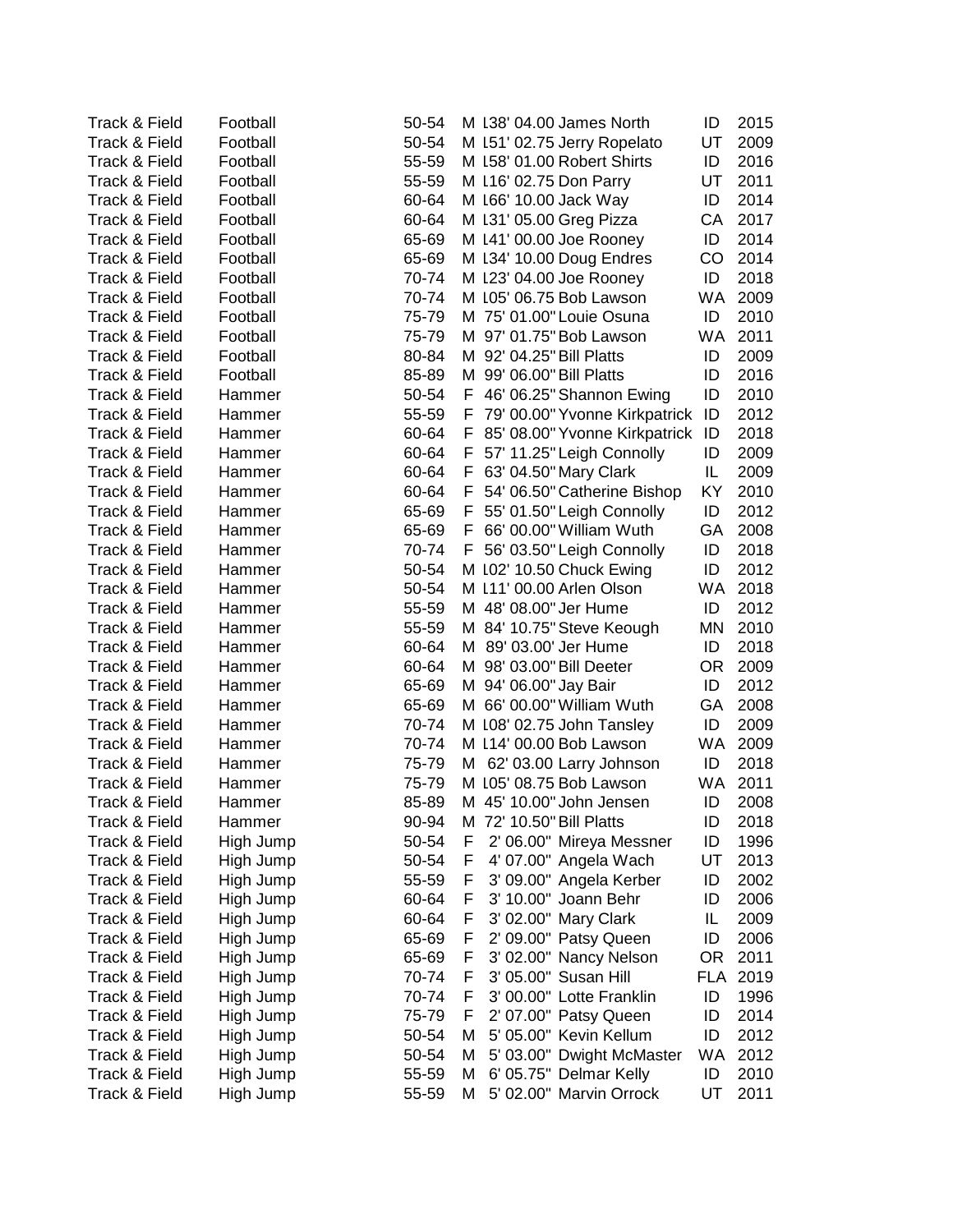| | | | | | | | |
|---|---|---|---|---|---|---|---|
| Track & Field | Football | 50-54 | M | 138' 04.00 | James North | ID | 2015 |
| Track & Field | Football | 50-54 | M | 151' 02.75 | Jerry Ropelato | UT | 2009 |
| Track & Field | Football | 55-59 | M | 158' 01.00 | Robert Shirts | ID | 2016 |
| Track & Field | Football | 55-59 | M | 116' 02.75 | Don Parry | UT | 2011 |
| Track & Field | Football | 60-64 | M | 166' 10.00 | Jack Way | ID | 2014 |
| Track & Field | Football | 60-64 | M | 131' 05.00 | Greg Pizza | CA | 2017 |
| Track & Field | Football | 65-69 | M | 141' 00.00 | Joe Rooney | ID | 2014 |
| Track & Field | Football | 65-69 | M | 134' 10.00 | Doug Endres | CO | 2014 |
| Track & Field | Football | 70-74 | M | 123' 04.00 | Joe Rooney | ID | 2018 |
| Track & Field | Football | 70-74 | M | 105' 06.75 | Bob Lawson | WA | 2009 |
| Track & Field | Football | 75-79 | M | 75' 01.00" | Louie Osuna | ID | 2010 |
| Track & Field | Football | 75-79 | M | 97' 01.75" | Bob Lawson | WA | 2011 |
| Track & Field | Football | 80-84 | M | 92' 04.25" | Bill Platts | ID | 2009 |
| Track & Field | Football | 85-89 | M | 99' 06.00" | Bill Platts | ID | 2016 |
| Track & Field | Hammer | 50-54 | F | 46' 06.25" | Shannon Ewing | ID | 2010 |
| Track & Field | Hammer | 55-59 | F | 79' 00.00" | Yvonne Kirkpatrick | ID | 2012 |
| Track & Field | Hammer | 60-64 | F | 85' 08.00" | Yvonne Kirkpatrick | ID | 2018 |
| Track & Field | Hammer | 60-64 | F | 57' 11.25" | Leigh Connolly | ID | 2009 |
| Track & Field | Hammer | 60-64 | F | 63' 04.50" | Mary Clark | IL | 2009 |
| Track & Field | Hammer | 60-64 | F | 54' 06.50" | Catherine Bishop | KY | 2010 |
| Track & Field | Hammer | 65-69 | F | 55' 01.50" | Leigh Connolly | ID | 2012 |
| Track & Field | Hammer | 65-69 | F | 66' 00.00" | William Wuth | GA | 2008 |
| Track & Field | Hammer | 70-74 | F | 56' 03.50" | Leigh Connolly | ID | 2018 |
| Track & Field | Hammer | 50-54 | M | 102' 10.50 | Chuck Ewing | ID | 2012 |
| Track & Field | Hammer | 50-54 | M | 111' 00.00 | Arlen Olson | WA | 2018 |
| Track & Field | Hammer | 55-59 | M | 48' 08.00" | Jer Hume | ID | 2012 |
| Track & Field | Hammer | 55-59 | M | 84' 10.75" | Steve Keough | MN | 2010 |
| Track & Field | Hammer | 60-64 | M | 89' 03.00' | Jer Hume | ID | 2018 |
| Track & Field | Hammer | 60-64 | M | 98' 03.00" | Bill Deeter | OR | 2009 |
| Track & Field | Hammer | 65-69 | M | 94' 06.00" | Jay Bair | ID | 2012 |
| Track & Field | Hammer | 65-69 | M | 66' 00.00" | William Wuth | GA | 2008 |
| Track & Field | Hammer | 70-74 | M | 108' 02.75 | John Tansley | ID | 2009 |
| Track & Field | Hammer | 70-74 | M | 114' 00.00 | Bob Lawson | WA | 2009 |
| Track & Field | Hammer | 75-79 | M | 62' 03.00 | Larry Johnson | ID | 2018 |
| Track & Field | Hammer | 75-79 | M | 105' 08.75 | Bob Lawson | WA | 2011 |
| Track & Field | Hammer | 85-89 | M | 45' 10.00" | John Jensen | ID | 2008 |
| Track & Field | Hammer | 90-94 | M | 72' 10.50" | Bill Platts | ID | 2018 |
| Track & Field | High Jump | 50-54 | F | 2' 06.00" | Mireya Messner | ID | 1996 |
| Track & Field | High Jump | 50-54 | F | 4' 07.00" | Angela Wach | UT | 2013 |
| Track & Field | High Jump | 55-59 | F | 3' 09.00" | Angela Kerber | ID | 2002 |
| Track & Field | High Jump | 60-64 | F | 3' 10.00" | Joann Behr | ID | 2006 |
| Track & Field | High Jump | 60-64 | F | 3' 02.00" | Mary Clark | IL | 2009 |
| Track & Field | High Jump | 65-69 | F | 2' 09.00" | Patsy Queen | ID | 2006 |
| Track & Field | High Jump | 65-69 | F | 3' 02.00" | Nancy Nelson | OR | 2011 |
| Track & Field | High Jump | 70-74 | F | 3' 05.00" | Susan Hill | FLA | 2019 |
| Track & Field | High Jump | 70-74 | F | 3' 00.00" | Lotte Franklin | ID | 1996 |
| Track & Field | High Jump | 75-79 | F | 2' 07.00" | Patsy Queen | ID | 2014 |
| Track & Field | High Jump | 50-54 | M | 5' 05.00" | Kevin Kellum | ID | 2012 |
| Track & Field | High Jump | 50-54 | M | 5' 03.00" | Dwight McMaster | WA | 2012 |
| Track & Field | High Jump | 55-59 | M | 6' 05.75" | Delmar Kelly | ID | 2010 |
| Track & Field | High Jump | 55-59 | M | 5' 02.00" | Marvin Orrock | UT | 2011 |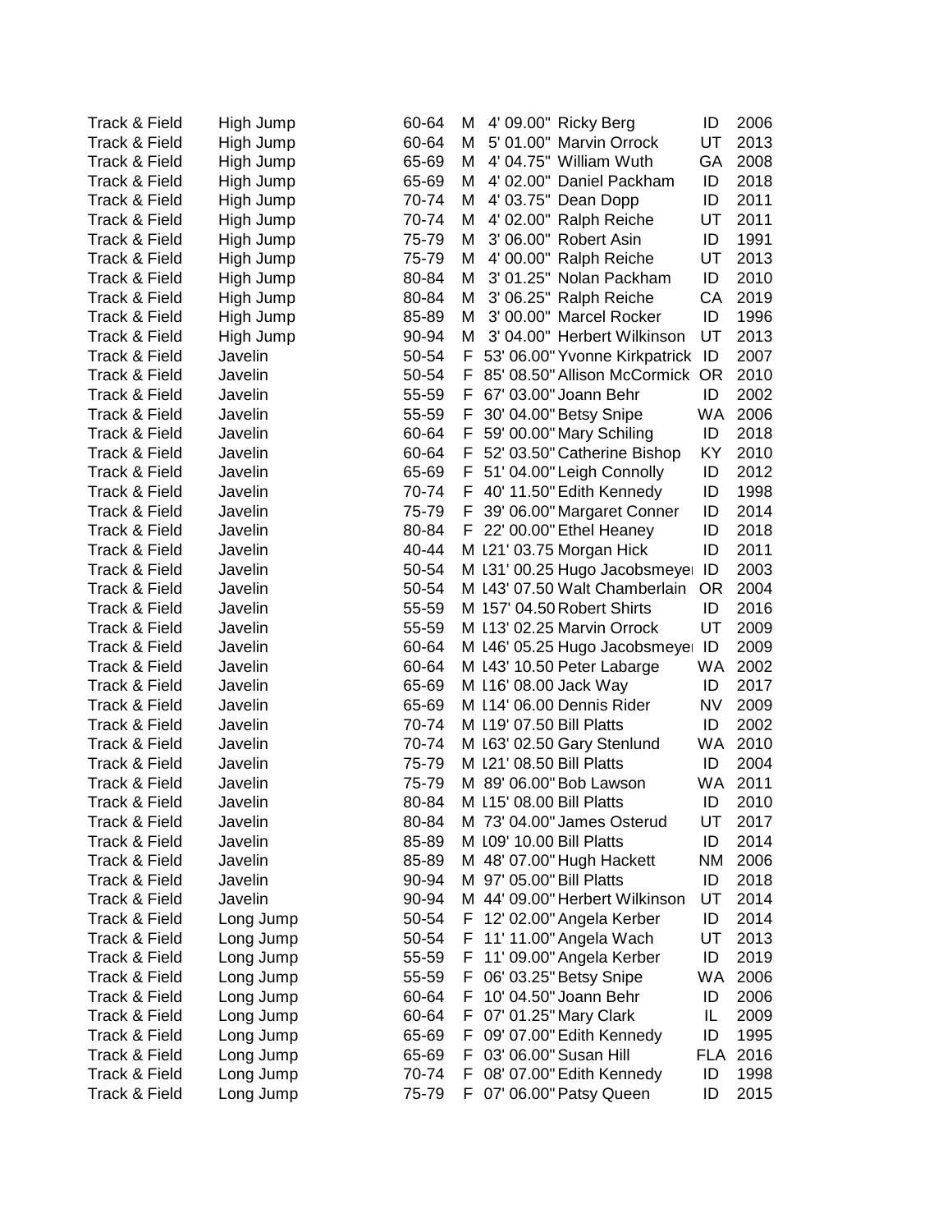| | | | | | | | |
|---|---|---|---|---|---|---|---|
| Track & Field | High Jump | 60-64 | M | 4' 09.00" | Ricky Berg | ID | 2006 |
| Track & Field | High Jump | 60-64 | M | 5' 01.00" | Marvin Orrock | UT | 2013 |
| Track & Field | High Jump | 65-69 | M | 4' 04.75" | William Wuth | GA | 2008 |
| Track & Field | High Jump | 65-69 | M | 4' 02.00" | Daniel Packham | ID | 2018 |
| Track & Field | High Jump | 70-74 | M | 4' 03.75" | Dean Dopp | ID | 2011 |
| Track & Field | High Jump | 70-74 | M | 4' 02.00" | Ralph Reiche | UT | 2011 |
| Track & Field | High Jump | 75-79 | M | 3' 06.00" | Robert Asin | ID | 1991 |
| Track & Field | High Jump | 75-79 | M | 4' 00.00" | Ralph Reiche | UT | 2013 |
| Track & Field | High Jump | 80-84 | M | 3' 01.25" | Nolan Packham | ID | 2010 |
| Track & Field | High Jump | 80-84 | M | 3' 06.25" | Ralph Reiche | CA | 2019 |
| Track & Field | High Jump | 85-89 | M | 3' 00.00" | Marcel Rocker | ID | 1996 |
| Track & Field | High Jump | 90-94 | M | 3' 04.00" | Herbert Wilkinson | UT | 2013 |
| Track & Field | Javelin | 50-54 | F | 53' 06.00" | Yvonne Kirkpatrick | ID | 2007 |
| Track & Field | Javelin | 50-54 | F | 85' 08.50" | Allison McCormick | OR | 2010 |
| Track & Field | Javelin | 55-59 | F | 67' 03.00" | Joann Behr | ID | 2002 |
| Track & Field | Javelin | 55-59 | F | 30' 04.00" | Betsy Snipe | WA | 2006 |
| Track & Field | Javelin | 60-64 | F | 59' 00.00" | Mary Schiling | ID | 2018 |
| Track & Field | Javelin | 60-64 | F | 52' 03.50" | Catherine Bishop | KY | 2010 |
| Track & Field | Javelin | 65-69 | F | 51' 04.00" | Leigh Connolly | ID | 2012 |
| Track & Field | Javelin | 70-74 | F | 40' 11.50" | Edith Kennedy | ID | 1998 |
| Track & Field | Javelin | 75-79 | F | 39' 06.00" | Margaret Conner | ID | 2014 |
| Track & Field | Javelin | 80-84 | F | 22' 00.00" | Ethel Heaney | ID | 2018 |
| Track & Field | Javelin | 40-44 | M | 121' 03.75 | Morgan Hick | ID | 2011 |
| Track & Field | Javelin | 50-54 | M | 131' 00.25 | Hugo Jacobsmeye | ID | 2003 |
| Track & Field | Javelin | 50-54 | M | 143' 07.50 | Walt Chamberlain | OR | 2004 |
| Track & Field | Javelin | 55-59 | M | 157' 04.50 | Robert Shirts | ID | 2016 |
| Track & Field | Javelin | 55-59 | M | 113' 02.25 | Marvin Orrock | UT | 2009 |
| Track & Field | Javelin | 60-64 | M | 146' 05.25 | Hugo Jacobsmeye | ID | 2009 |
| Track & Field | Javelin | 60-64 | M | 143' 10.50 | Peter Labarge | WA | 2002 |
| Track & Field | Javelin | 65-69 | M | 116' 08.00 | Jack Way | ID | 2017 |
| Track & Field | Javelin | 65-69 | M | 114' 06.00 | Dennis Rider | NV | 2009 |
| Track & Field | Javelin | 70-74 | M | 119' 07.50 | Bill Platts | ID | 2002 |
| Track & Field | Javelin | 70-74 | M | 163' 02.50 | Gary Stenlund | WA | 2010 |
| Track & Field | Javelin | 75-79 | M | 121' 08.50 | Bill Platts | ID | 2004 |
| Track & Field | Javelin | 75-79 | M | 89' 06.00" | Bob Lawson | WA | 2011 |
| Track & Field | Javelin | 80-84 | M | 115' 08.00 | Bill Platts | ID | 2010 |
| Track & Field | Javelin | 80-84 | M | 73' 04.00" | James Osterud | UT | 2017 |
| Track & Field | Javelin | 85-89 | M | 109' 10.00 | Bill Platts | ID | 2014 |
| Track & Field | Javelin | 85-89 | M | 48' 07.00" | Hugh Hackett | NM | 2006 |
| Track & Field | Javelin | 90-94 | M | 97' 05.00" | Bill Platts | ID | 2018 |
| Track & Field | Javelin | 90-94 | M | 44' 09.00" | Herbert Wilkinson | UT | 2014 |
| Track & Field | Long Jump | 50-54 | F | 12' 02.00" | Angela Kerber | ID | 2014 |
| Track & Field | Long Jump | 50-54 | F | 11' 11.00" | Angela Wach | UT | 2013 |
| Track & Field | Long Jump | 55-59 | F | 11' 09.00" | Angela Kerber | ID | 2019 |
| Track & Field | Long Jump | 55-59 | F | 06' 03.25" | Betsy Snipe | WA | 2006 |
| Track & Field | Long Jump | 60-64 | F | 10' 04.50" | Joann Behr | ID | 2006 |
| Track & Field | Long Jump | 60-64 | F | 07' 01.25" | Mary Clark | IL | 2009 |
| Track & Field | Long Jump | 65-69 | F | 09' 07.00" | Edith Kennedy | ID | 1995 |
| Track & Field | Long Jump | 65-69 | F | 03' 06.00" | Susan Hill | FLA | 2016 |
| Track & Field | Long Jump | 70-74 | F | 08' 07.00" | Edith Kennedy | ID | 1998 |
| Track & Field | Long Jump | 75-79 | F | 07' 06.00" | Patsy Queen | ID | 2015 |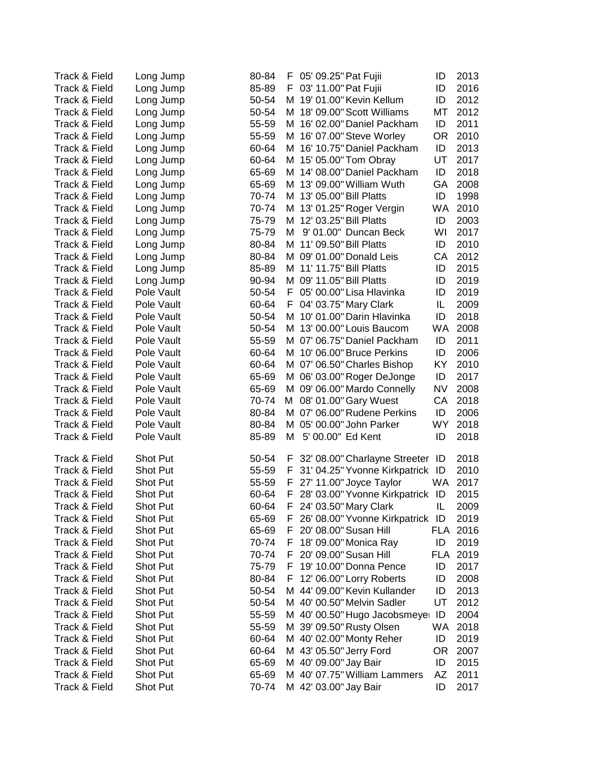| | | | | | | | |
|---|---|---|---|---|---|---|---|
| Track & Field | Long Jump | 80-84 | F | 05' 09.25" | Pat Fujii | ID | 2013 |
| Track & Field | Long Jump | 85-89 | F | 03' 11.00" | Pat Fujii | ID | 2016 |
| Track & Field | Long Jump | 50-54 | M | 19' 01.00" | Kevin Kellum | ID | 2012 |
| Track & Field | Long Jump | 50-54 | M | 18' 09.00" | Scott Williams | MT | 2012 |
| Track & Field | Long Jump | 55-59 | M | 16' 02.00" | Daniel Packham | ID | 2011 |
| Track & Field | Long Jump | 55-59 | M | 16' 07.00" | Steve Worley | OR | 2010 |
| Track & Field | Long Jump | 60-64 | M | 16' 10.75" | Daniel Packham | ID | 2013 |
| Track & Field | Long Jump | 60-64 | M | 15' 05.00" | Tom Obray | UT | 2017 |
| Track & Field | Long Jump | 65-69 | M | 14' 08.00" | Daniel Packham | ID | 2018 |
| Track & Field | Long Jump | 65-69 | M | 13' 09.00" | William Wuth | GA | 2008 |
| Track & Field | Long Jump | 70-74 | M | 13' 05.00" | Bill Platts | ID | 1998 |
| Track & Field | Long Jump | 70-74 | M | 13' 01.25" | Roger Vergin | WA | 2010 |
| Track & Field | Long Jump | 75-79 | M | 12' 03.25" | Bill Platts | ID | 2003 |
| Track & Field | Long Jump | 75-79 | M | 9' 01.00" | Duncan Beck | WI | 2017 |
| Track & Field | Long Jump | 80-84 | M | 11' 09.50" | Bill Platts | ID | 2010 |
| Track & Field | Long Jump | 80-84 | M | 09' 01.00" | Donald Leis | CA | 2012 |
| Track & Field | Long Jump | 85-89 | M | 11' 11.75" | Bill Platts | ID | 2015 |
| Track & Field | Long Jump | 90-94 | M | 09' 11.05" | Bill Platts | ID | 2019 |
| Track & Field | Pole Vault | 50-54 | F | 05' 00.00" | Lisa Hlavinka | ID | 2019 |
| Track & Field | Pole Vault | 60-64 | F | 04' 03.75" | Mary Clark | IL | 2009 |
| Track & Field | Pole Vault | 50-54 | M | 10' 01.00" | Darin Hlavinka | ID | 2018 |
| Track & Field | Pole Vault | 50-54 | M | 13' 00.00" | Louis Baucom | WA | 2008 |
| Track & Field | Pole Vault | 55-59 | M | 07' 06.75" | Daniel Packham | ID | 2011 |
| Track & Field | Pole Vault | 60-64 | M | 10' 06.00" | Bruce Perkins | ID | 2006 |
| Track & Field | Pole Vault | 60-64 | M | 07' 06.50" | Charles Bishop | KY | 2010 |
| Track & Field | Pole Vault | 65-69 | M | 06' 03.00" | Roger DeJonge | ID | 2017 |
| Track & Field | Pole Vault | 65-69 | M | 09' 06.00" | Mardo Connelly | NV | 2008 |
| Track & Field | Pole Vault | 70-74 | M | 08' 01.00" | Gary Wuest | CA | 2018 |
| Track & Field | Pole Vault | 80-84 | M | 07' 06.00" | Rudene Perkins | ID | 2006 |
| Track & Field | Pole Vault | 80-84 | M | 05' 00.00" | John Parker | WY | 2018 |
| Track & Field | Pole Vault | 85-89 | M | 5' 00.00" | Ed Kent | ID | 2018 |
| Track & Field | Shot Put | 50-54 | F | 32' 08.00" | Charlayne Streeter | ID | 2018 |
| Track & Field | Shot Put | 55-59 | F | 31' 04.25" | Yvonne Kirkpatrick | ID | 2010 |
| Track & Field | Shot Put | 55-59 | F | 27' 11.00" | Joyce Taylor | WA | 2017 |
| Track & Field | Shot Put | 60-64 | F | 28' 03.00" | Yvonne Kirkpatrick | ID | 2015 |
| Track & Field | Shot Put | 60-64 | F | 24' 03.50" | Mary Clark | IL | 2009 |
| Track & Field | Shot Put | 65-69 | F | 26' 08.00" | Yvonne Kirkpatrick | ID | 2019 |
| Track & Field | Shot Put | 65-69 | F | 20' 08.00" | Susan Hill | FLA | 2016 |
| Track & Field | Shot Put | 70-74 | F | 18' 09.00" | Monica Ray | ID | 2019 |
| Track & Field | Shot Put | 70-74 | F | 20' 09.00" | Susan Hill | FLA | 2019 |
| Track & Field | Shot Put | 75-79 | F | 19' 10.00" | Donna Pence | ID | 2017 |
| Track & Field | Shot Put | 80-84 | F | 12' 06.00" | Lorry Roberts | ID | 2008 |
| Track & Field | Shot Put | 50-54 | M | 44' 09.00" | Kevin Kullander | ID | 2013 |
| Track & Field | Shot Put | 50-54 | M | 40' 00.50" | Melvin Sadler | UT | 2012 |
| Track & Field | Shot Put | 55-59 | M | 40' 00.50" | Hugo Jacobsmeyer | ID | 2004 |
| Track & Field | Shot Put | 55-59 | M | 39' 09.50" | Rusty Olsen | WA | 2018 |
| Track & Field | Shot Put | 60-64 | M | 40' 02.00" | Monty Reher | ID | 2019 |
| Track & Field | Shot Put | 60-64 | M | 43' 05.50" | Jerry Ford | OR | 2007 |
| Track & Field | Shot Put | 65-69 | M | 40' 09.00" | Jay Bair | ID | 2015 |
| Track & Field | Shot Put | 65-69 | M | 40' 07.75" | William Lammers | AZ | 2011 |
| Track & Field | Shot Put | 70-74 | M | 42' 03.00" | Jay Bair | ID | 2017 |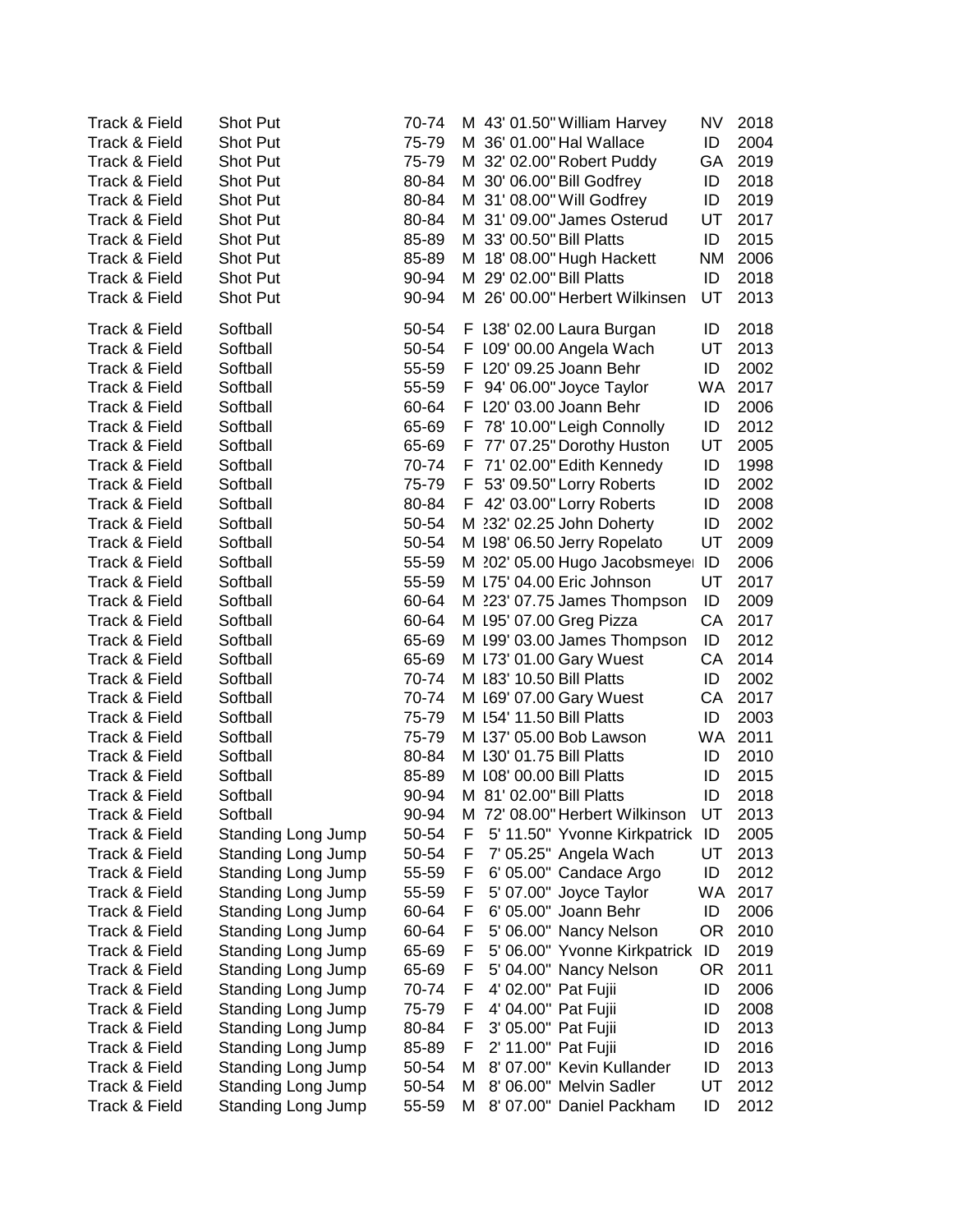| | | | | | | | |
|---|---|---|---|---|---|---|---|
| Track & Field | Shot Put | 70-74 | M | 43' 01.50" | William Harvey | NV | 2018 |
| Track & Field | Shot Put | 75-79 | M | 36' 01.00" | Hal Wallace | ID | 2004 |
| Track & Field | Shot Put | 75-79 | M | 32' 02.00" | Robert Puddy | GA | 2019 |
| Track & Field | Shot Put | 80-84 | M | 30' 06.00" | Bill Godfrey | ID | 2018 |
| Track & Field | Shot Put | 80-84 | M | 31' 08.00" | Will Godfrey | ID | 2019 |
| Track & Field | Shot Put | 80-84 | M | 31' 09.00" | James Osterud | UT | 2017 |
| Track & Field | Shot Put | 85-89 | M | 33' 00.50" | Bill Platts | ID | 2015 |
| Track & Field | Shot Put | 85-89 | M | 18' 08.00" | Hugh Hackett | NM | 2006 |
| Track & Field | Shot Put | 90-94 | M | 29' 02.00" | Bill Platts | ID | 2018 |
| Track & Field | Shot Put | 90-94 | M | 26' 00.00" | Herbert Wilkinsen | UT | 2013 |
| Track & Field | Softball | 50-54 | F | 138' 02.00 | Laura Burgan | ID | 2018 |
| Track & Field | Softball | 50-54 | F | 109' 00.00 | Angela Wach | UT | 2013 |
| Track & Field | Softball | 55-59 | F | 120' 09.25 | Joann Behr | ID | 2002 |
| Track & Field | Softball | 55-59 | F | 94' 06.00" | Joyce Taylor | WA | 2017 |
| Track & Field | Softball | 60-64 | F | 120' 03.00 | Joann Behr | ID | 2006 |
| Track & Field | Softball | 65-69 | F | 78' 10.00" | Leigh Connolly | ID | 2012 |
| Track & Field | Softball | 65-69 | F | 77' 07.25" | Dorothy Huston | UT | 2005 |
| Track & Field | Softball | 70-74 | F | 71' 02.00" | Edith Kennedy | ID | 1998 |
| Track & Field | Softball | 75-79 | F | 53' 09.50" | Lorry Roberts | ID | 2002 |
| Track & Field | Softball | 80-84 | F | 42' 03.00" | Lorry Roberts | ID | 2008 |
| Track & Field | Softball | 50-54 | M | 232' 02.25 | John Doherty | ID | 2002 |
| Track & Field | Softball | 50-54 | M | 198' 06.50 | Jerry Ropelato | UT | 2009 |
| Track & Field | Softball | 55-59 | M | 202' 05.00 | Hugo Jacobsmeyer | ID | 2006 |
| Track & Field | Softball | 55-59 | M | 175' 04.00 | Eric Johnson | UT | 2017 |
| Track & Field | Softball | 60-64 | M | 223' 07.75 | James Thompson | ID | 2009 |
| Track & Field | Softball | 60-64 | M | 195' 07.00 | Greg Pizza | CA | 2017 |
| Track & Field | Softball | 65-69 | M | 199' 03.00 | James Thompson | ID | 2012 |
| Track & Field | Softball | 65-69 | M | 173' 01.00 | Gary Wuest | CA | 2014 |
| Track & Field | Softball | 70-74 | M | 183' 10.50 | Bill Platts | ID | 2002 |
| Track & Field | Softball | 70-74 | M | 169' 07.00 | Gary Wuest | CA | 2017 |
| Track & Field | Softball | 75-79 | M | 154' 11.50 | Bill Platts | ID | 2003 |
| Track & Field | Softball | 75-79 | M | 137' 05.00 | Bob Lawson | WA | 2011 |
| Track & Field | Softball | 80-84 | M | 130' 01.75 | Bill Platts | ID | 2010 |
| Track & Field | Softball | 85-89 | M | 108' 00.00 | Bill Platts | ID | 2015 |
| Track & Field | Softball | 90-94 | M | 81' 02.00" | Bill Platts | ID | 2018 |
| Track & Field | Softball | 90-94 | M | 72' 08.00" | Herbert Wilkinson | UT | 2013 |
| Track & Field | Standing Long Jump | 50-54 | F | 5' 11.50" | Yvonne Kirkpatrick | ID | 2005 |
| Track & Field | Standing Long Jump | 50-54 | F | 7' 05.25" | Angela Wach | UT | 2013 |
| Track & Field | Standing Long Jump | 55-59 | F | 6' 05.00" | Candace Argo | ID | 2012 |
| Track & Field | Standing Long Jump | 55-59 | F | 5' 07.00" | Joyce Taylor | WA | 2017 |
| Track & Field | Standing Long Jump | 60-64 | F | 6' 05.00" | Joann Behr | ID | 2006 |
| Track & Field | Standing Long Jump | 60-64 | F | 5' 06.00" | Nancy Nelson | OR | 2010 |
| Track & Field | Standing Long Jump | 65-69 | F | 5' 06.00" | Yvonne Kirkpatrick | ID | 2019 |
| Track & Field | Standing Long Jump | 65-69 | F | 5' 04.00" | Nancy Nelson | OR | 2011 |
| Track & Field | Standing Long Jump | 70-74 | F | 4' 02.00" | Pat Fujii | ID | 2006 |
| Track & Field | Standing Long Jump | 75-79 | F | 4' 04.00" | Pat Fujii | ID | 2008 |
| Track & Field | Standing Long Jump | 80-84 | F | 3' 05.00" | Pat Fujii | ID | 2013 |
| Track & Field | Standing Long Jump | 85-89 | F | 2' 11.00" | Pat Fujii | ID | 2016 |
| Track & Field | Standing Long Jump | 50-54 | M | 8' 07.00" | Kevin Kullander | ID | 2013 |
| Track & Field | Standing Long Jump | 50-54 | M | 8' 06.00" | Melvin Sadler | UT | 2012 |
| Track & Field | Standing Long Jump | 55-59 | M | 8' 07.00" | Daniel Packham | ID | 2012 |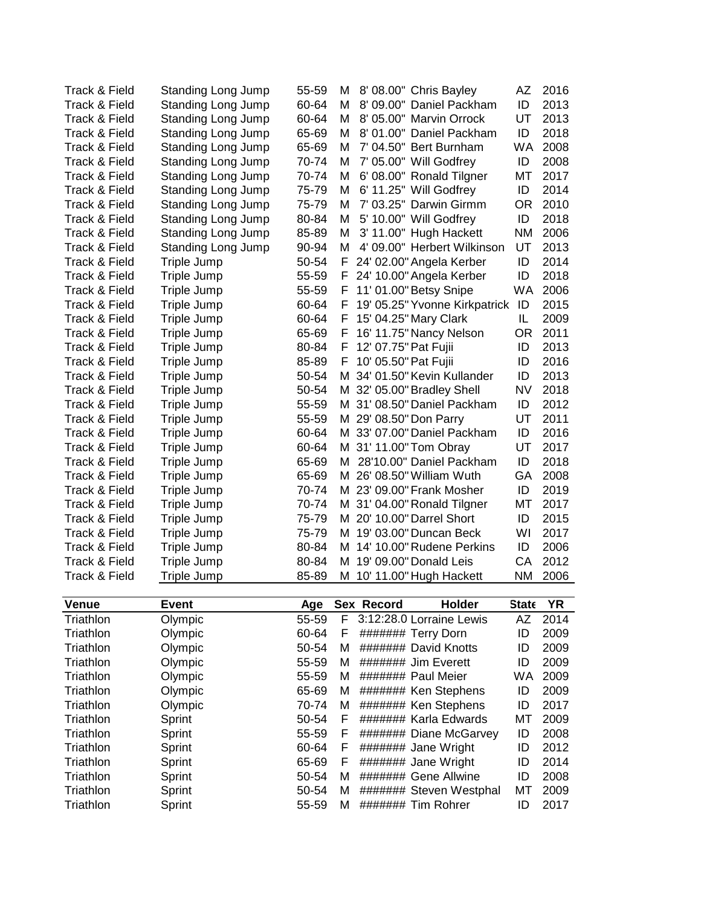| | | | | | | | |
|---|---|---|---|---|---|---|---|
| Track & Field | Standing Long Jump | 55-59 | M | 8' 08.00" | Chris Bayley | AZ | 2016 |
| Track & Field | Standing Long Jump | 60-64 | M | 8' 09.00" | Daniel Packham | ID | 2013 |
| Track & Field | Standing Long Jump | 60-64 | M | 8' 05.00" | Marvin Orrock | UT | 2013 |
| Track & Field | Standing Long Jump | 65-69 | M | 8' 01.00" | Daniel Packham | ID | 2018 |
| Track & Field | Standing Long Jump | 65-69 | M | 7' 04.50" | Bert Burnham | WA | 2008 |
| Track & Field | Standing Long Jump | 70-74 | M | 7' 05.00" | Will Godfrey | ID | 2008 |
| Track & Field | Standing Long Jump | 70-74 | M | 6' 08.00" | Ronald Tilgner | MT | 2017 |
| Track & Field | Standing Long Jump | 75-79 | M | 6' 11.25" | Will Godfrey | ID | 2014 |
| Track & Field | Standing Long Jump | 75-79 | M | 7' 03.25" | Darwin Girmm | OR | 2010 |
| Track & Field | Standing Long Jump | 80-84 | M | 5' 10.00" | Will Godfrey | ID | 2018 |
| Track & Field | Standing Long Jump | 85-89 | M | 3' 11.00" | Hugh Hackett | NM | 2006 |
| Track & Field | Standing Long Jump | 90-94 | M | 4' 09.00" | Herbert Wilkinson | UT | 2013 |
| Track & Field | Triple Jump | 50-54 | F | 24' 02.00" | Angela Kerber | ID | 2014 |
| Track & Field | Triple Jump | 55-59 | F | 24' 10.00" | Angela Kerber | ID | 2018 |
| Track & Field | Triple Jump | 55-59 | F | 11' 01.00" | Betsy Snipe | WA | 2006 |
| Track & Field | Triple Jump | 60-64 | F | 19' 05.25" | Yvonne Kirkpatrick | ID | 2015 |
| Track & Field | Triple Jump | 60-64 | F | 15' 04.25" | Mary Clark | IL | 2009 |
| Track & Field | Triple Jump | 65-69 | F | 16' 11.75" | Nancy Nelson | OR | 2011 |
| Track & Field | Triple Jump | 80-84 | F | 12' 07.75" | Pat Fujii | ID | 2013 |
| Track & Field | Triple Jump | 85-89 | F | 10' 05.50" | Pat Fujii | ID | 2016 |
| Track & Field | Triple Jump | 50-54 | M | 34' 01.50" | Kevin Kullander | ID | 2013 |
| Track & Field | Triple Jump | 50-54 | M | 32' 05.00" | Bradley Shell | NV | 2018 |
| Track & Field | Triple Jump | 55-59 | M | 31' 08.50" | Daniel Packham | ID | 2012 |
| Track & Field | Triple Jump | 55-59 | M | 29' 08.50" | Don Parry | UT | 2011 |
| Track & Field | Triple Jump | 60-64 | M | 33' 07.00" | Daniel Packham | ID | 2016 |
| Track & Field | Triple Jump | 60-64 | M | 31' 11.00" | Tom Obray | UT | 2017 |
| Track & Field | Triple Jump | 65-69 | M | 28'10.00" | Daniel Packham | ID | 2018 |
| Track & Field | Triple Jump | 65-69 | M | 26' 08.50" | William Wuth | GA | 2008 |
| Track & Field | Triple Jump | 70-74 | M | 23' 09.00" | Frank Mosher | ID | 2019 |
| Track & Field | Triple Jump | 70-74 | M | 31' 04.00" | Ronald Tilgner | MT | 2017 |
| Track & Field | Triple Jump | 75-79 | M | 20' 10.00" | Darrel Short | ID | 2015 |
| Track & Field | Triple Jump | 75-79 | M | 19' 03.00" | Duncan Beck | WI | 2017 |
| Track & Field | Triple Jump | 80-84 | M | 14' 10.00" | Rudene Perkins | ID | 2006 |
| Track & Field | Triple Jump | 80-84 | M | 19' 09.00" | Donald Leis | CA | 2012 |
| Track & Field | Triple Jump | 85-89 | M | 10' 11.00" | Hugh Hackett | NM | 2006 |

| Venue | Event | Age | Sex | Record | Holder | State | YR |
|---|---|---|---|---|---|---|---|
| Triathlon | Olympic | 55-59 | F | 3:12:28.0 | Lorraine Lewis | AZ | 2014 |
| Triathlon | Olympic | 60-64 | F | ####### | Terry Dorn | ID | 2009 |
| Triathlon | Olympic | 50-54 | M | ####### | David Knotts | ID | 2009 |
| Triathlon | Olympic | 55-59 | M | ####### | Jim Everett | ID | 2009 |
| Triathlon | Olympic | 55-59 | M | ####### | Paul Meier | WA | 2009 |
| Triathlon | Olympic | 65-69 | M | ####### | Ken Stephens | ID | 2009 |
| Triathlon | Olympic | 70-74 | M | ####### | Ken Stephens | ID | 2017 |
| Triathlon | Sprint | 50-54 | F | ####### | Karla Edwards | MT | 2009 |
| Triathlon | Sprint | 55-59 | F | ####### | Diane McGarvey | ID | 2008 |
| Triathlon | Sprint | 60-64 | F | ####### | Jane Wright | ID | 2012 |
| Triathlon | Sprint | 65-69 | F | ####### | Jane Wright | ID | 2014 |
| Triathlon | Sprint | 50-54 | M | ####### | Gene Allwine | ID | 2008 |
| Triathlon | Sprint | 50-54 | M | ####### | Steven Westphal | MT | 2009 |
| Triathlon | Sprint | 55-59 | M | ####### | Tim Rohrer | ID | 2017 |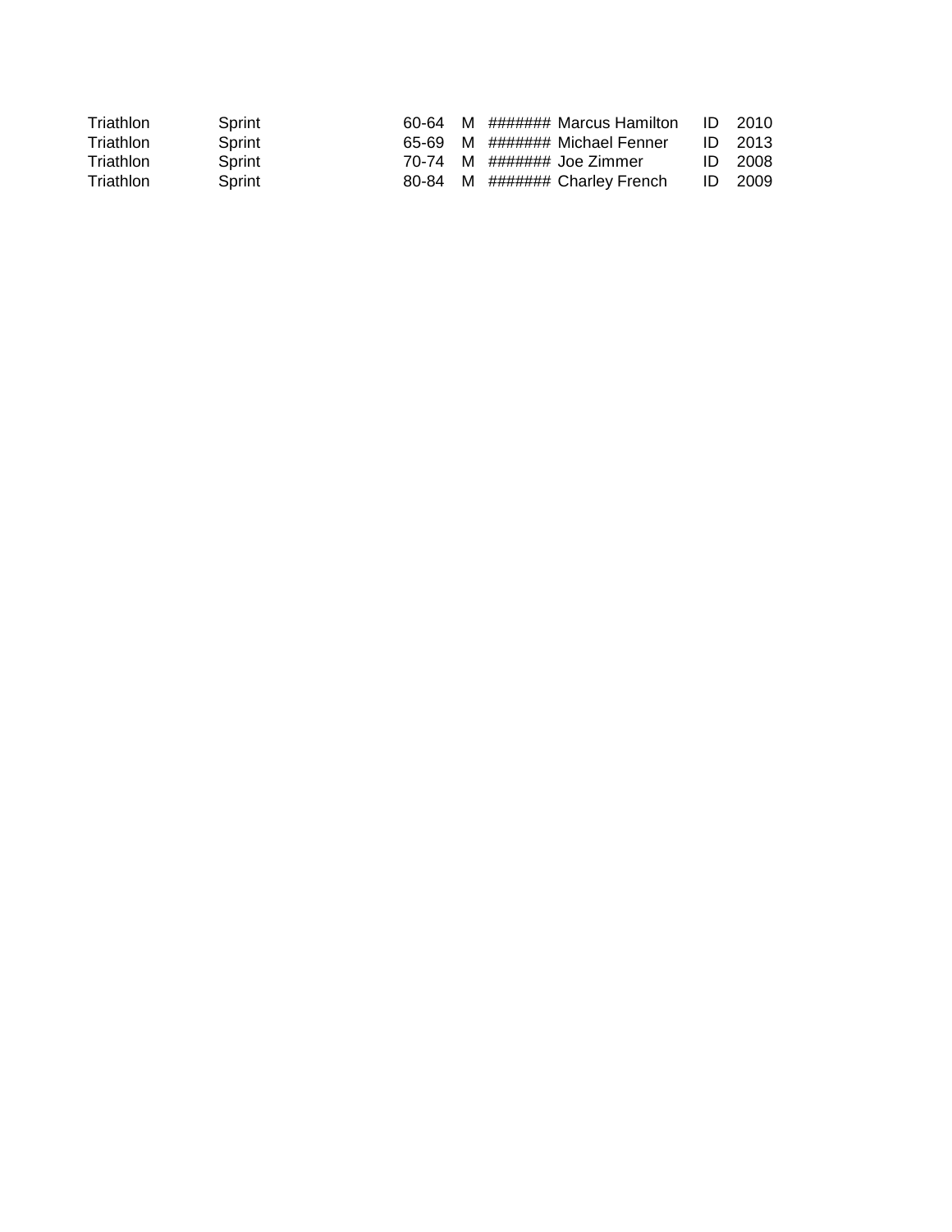| | | | | | | | |
|---|---|---|---|---|---|---|---|
| Triathlon | Sprint | 60-64 | M | ####### | Marcus Hamilton | ID | 2010 |
| Triathlon | Sprint | 65-69 | M | ####### | Michael Fenner | ID | 2013 |
| Triathlon | Sprint | 70-74 | M | ####### | Joe Zimmer | ID | 2008 |
| Triathlon | Sprint | 80-84 | M | ####### | Charley French | ID | 2009 |